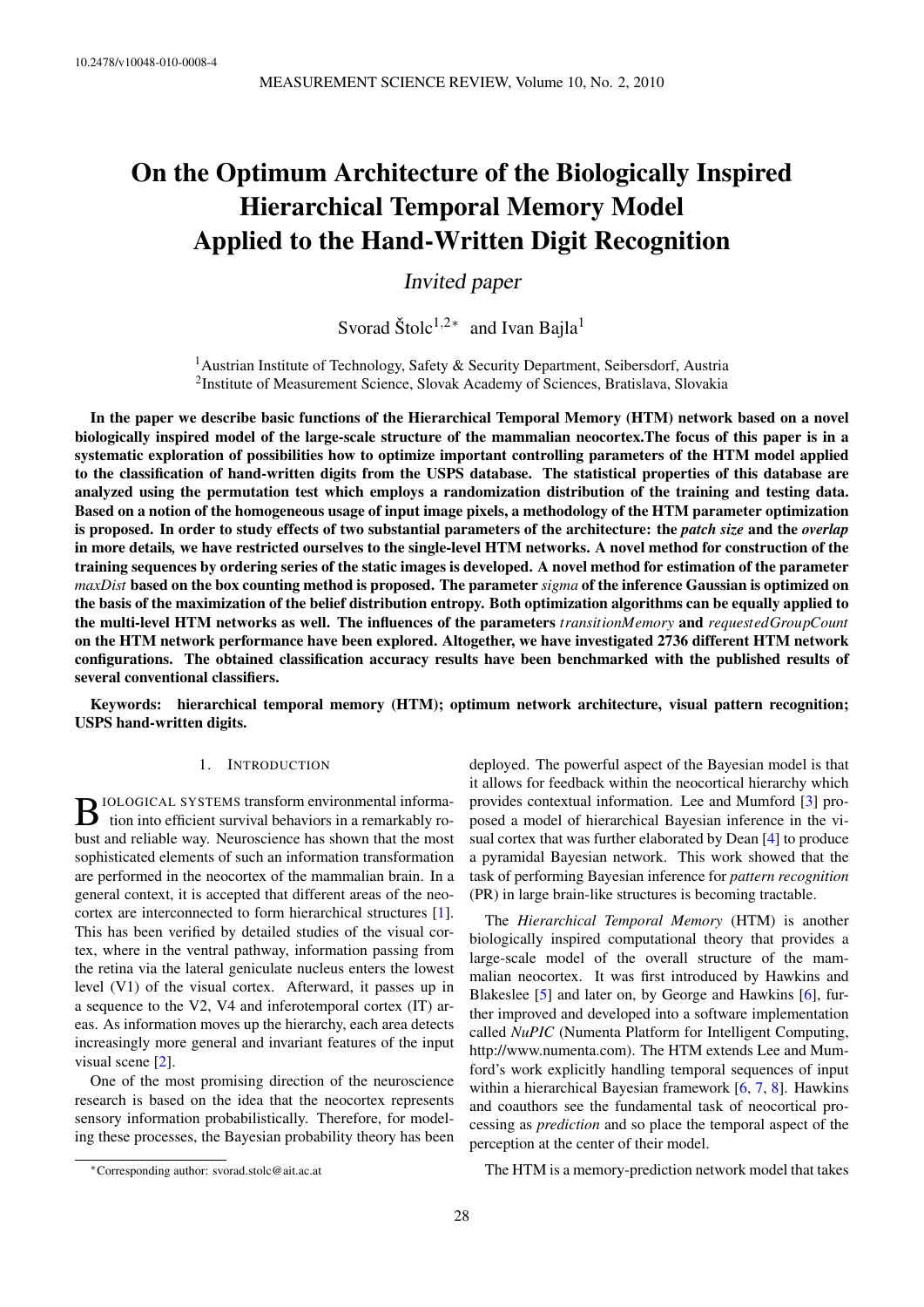10.2478/v10048-010-0008-4

# On the Optimum Architecture of the Biologically Inspired Hierarchical Temporal Memory Model Applied to the Hand-Written Digit Recognition

*Invited paper*

Svorad Štolc[1,2*] and Ivan Bajla[1]

[1]Austrian Institute of Technology, Safety & Security Department, Seibersdorf, Austria
[2]Institute of Measurement Science, Slovak Academy of Sciences, Bratislava, Slovakia

**In the paper we describe basic functions of the Hierarchical Temporal Memory (HTM) network based on a novel biologically inspired model of the large-scale structure of the mammalian neocortex.The focus of this paper is in a systematic exploration of possibilities how to optimize important controlling parameters of the HTM model applied to the classification of hand-written digits from the USPS database. The statistical properties of this database are analyzed using the permutation test which employs a randomization distribution of the training and testing data. Based on a notion of the homogeneous usage of input image pixels, a methodology of the HTM parameter optimization is proposed. In order to study effects of two substantial parameters of the architecture: the *patch size* and the *overlap* in more details, we have restricted ourselves to the single-level HTM networks. A novel method for construction of the training sequences by ordering series of the static images is developed. A novel method for estimation of the parameter *maxDist* based on the box counting method is proposed. The parameter *sigma* of the inference Gaussian is optimized on the basis of the maximization of the belief distribution entropy. Both optimization algorithms can be equally applied to the multi-level HTM networks as well. The influences of the parameters *transitionMemory* and *requestedGroupCount* on the HTM network performance have been explored. Altogether, we have investigated 2736 different HTM network configurations. The obtained classification accuracy results have been benchmarked with the published results of several conventional classifiers.**

**Keywords: hierarchical temporal memory (HTM); optimum network architecture, visual pattern recognition; USPS hand-written digits.**

## 1. Introduction

Biological systems transform environmental information into efficient survival behaviors in a remarkably robust and reliable way. Neuroscience has shown that the most sophisticated elements of such an information transformation are performed in the neocortex of the mammalian brain. In a general context, it is accepted that different areas of the neocortex are interconnected to form hierarchical structures [1]. This has been verified by detailed studies of the visual cortex, where in the ventral pathway, information passing from the retina via the lateral geniculate nucleus enters the lowest level (V1) of the visual cortex. Afterward, it passes up in a sequence to the V2, V4 and inferotemporal cortex (IT) areas. As information moves up the hierarchy, each area detects increasingly more general and invariant features of the input visual scene [2].

One of the most promising direction of the neuroscience research is based on the idea that the neocortex represents sensory information probabilistically. Therefore, for modeling these processes, the Bayesian probability theory has been deployed. The powerful aspect of the Bayesian model is that it allows for feedback within the neocortical hierarchy which provides contextual information. Lee and Mumford [3] proposed a model of hierarchical Bayesian inference in the visual cortex that was further elaborated by Dean [4] to produce a pyramidal Bayesian network. This work showed that the task of performing Bayesian inference for *pattern recognition* (PR) in large brain-like structures is becoming tractable.

The *Hierarchical Temporal Memory* (HTM) is another biologically inspired computational theory that provides a large-scale model of the overall structure of the mammalian neocortex. It was first introduced by Hawkins and Blakeslee [5] and later on, by George and Hawkins [6], further improved and developed into a software implementation called *NuPIC* (Numenta Platform for Intelligent Computing, http://www.numenta.com). The HTM extends Lee and Mumford's work explicitly handling temporal sequences of input within a hierarchical Bayesian framework [6, 7, 8]. Hawkins and coauthors see the fundamental task of neocortical processing as *prediction* and so place the temporal aspect of the perception at the center of their model.

The HTM is a memory-prediction network model that takes

*Corresponding author: svorad.stolc@ait.ac.at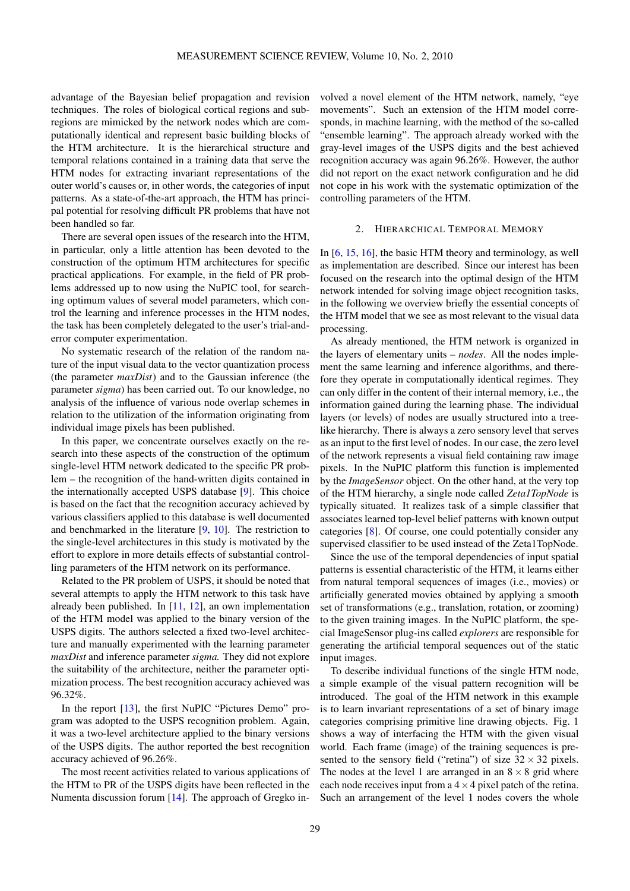advantage of the Bayesian belief propagation and revision techniques. The roles of biological cortical regions and subregions are mimicked by the network nodes which are computationally identical and represent basic building blocks of the HTM architecture. It is the hierarchical structure and temporal relations contained in a training data that serve the HTM nodes for extracting invariant representations of the outer world's causes or, in other words, the categories of input patterns. As a state-of-the-art approach, the HTM has principal potential for resolving difficult PR problems that have not been handled so far.

There are several open issues of the research into the HTM, in particular, only a little attention has been devoted to the construction of the optimum HTM architectures for specific practical applications. For example, in the field of PR problems addressed up to now using the NuPIC tool, for searching optimum values of several model parameters, which control the learning and inference processes in the HTM nodes, the task has been completely delegated to the user's trial-and-error computer experimentation.

No systematic research of the relation of the random nature of the input visual data to the vector quantization process (the parameter *maxDist*) and to the Gaussian inference (the parameter *sigma*) has been carried out. To our knowledge, no analysis of the influence of various node overlap schemes in relation to the utilization of the information originating from individual image pixels has been published.

In this paper, we concentrate ourselves exactly on the research into these aspects of the construction of the optimum single-level HTM network dedicated to the specific PR problem – the recognition of the hand-written digits contained in the internationally accepted USPS database [9]. This choice is based on the fact that the recognition accuracy achieved by various classifiers applied to this database is well documented and benchmarked in the literature [9, 10]. The restriction to the single-level architectures in this study is motivated by the effort to explore in more details effects of substantial controlling parameters of the HTM network on its performance.

Related to the PR problem of USPS, it should be noted that several attempts to apply the HTM network to this task have already been published. In [11, 12], an own implementation of the HTM model was applied to the binary version of the USPS digits. The authors selected a fixed two-level architecture and manually experimented with the learning parameter *maxDist* and inference parameter *sigma.* They did not explore the suitability of the architecture, neither the parameter optimization process. The best recognition accuracy achieved was 96.32%.

In the report [13], the first NuPIC "Pictures Demo" program was adopted to the USPS recognition problem. Again, it was a two-level architecture applied to the binary versions of the USPS digits. The author reported the best recognition accuracy achieved of 96.26%.

The most recent activities related to various applications of the HTM to PR of the USPS digits have been reflected in the Numenta discussion forum [14]. The approach of Gregko involved a novel element of the HTM network, namely, "eye movements". Such an extension of the HTM model corresponds, in machine learning, with the method of the so-called "ensemble learning". The approach already worked with the gray-level images of the USPS digits and the best achieved recognition accuracy was again 96.26%. However, the author did not report on the exact network configuration and he did not cope in his work with the systematic optimization of the controlling parameters of the HTM.

## 2. Hierarchical Temporal Memory

In [6, 15, 16], the basic HTM theory and terminology, as well as implementation are described. Since our interest has been focused on the research into the optimal design of the HTM network intended for solving image object recognition tasks, in the following we overview briefly the essential concepts of the HTM model that we see as most relevant to the visual data processing.

As already mentioned, the HTM network is organized in the layers of elementary units – *nodes*. All the nodes implement the same learning and inference algorithms, and therefore they operate in computationally identical regimes. They can only differ in the content of their internal memory, i.e., the information gained during the learning phase. The individual layers (or levels) of nodes are usually structured into a tree-like hierarchy. There is always a zero sensory level that serves as an input to the first level of nodes. In our case, the zero level of the network represents a visual field containing raw image pixels. In the NuPIC platform this function is implemented by the *ImageSensor* object. On the other hand, at the very top of the HTM hierarchy, a single node called *Zeta1TopNode* is typically situated. It realizes task of a simple classifier that associates learned top-level belief patterns with known output categories [8]. Of course, one could potentially consider any supervised classifier to be used instead of the Zeta1TopNode.

Since the use of the temporal dependencies of input spatial patterns is essential characteristic of the HTM, it learns either from natural temporal sequences of images (i.e., movies) or artificially generated movies obtained by applying a smooth set of transformations (e.g., translation, rotation, or zooming) to the given training images. In the NuPIC platform, the special ImageSensor plug-ins called *explorers* are responsible for generating the artificial temporal sequences out of the static input images.

To describe individual functions of the single HTM node, a simple example of the visual pattern recognition will be introduced. The goal of the HTM network in this example is to learn invariant representations of a set of binary image categories comprising primitive line drawing objects. Fig. 1 shows a way of interfacing the HTM with the given visual world. Each frame (image) of the training sequences is presented to the sensory field ("retina") of size $32 \times 32$ pixels. The nodes at the level 1 are arranged in an $8 \times 8$ grid where each node receives input from a $4 \times 4$ pixel patch of the retina. Such an arrangement of the level 1 nodes covers the whole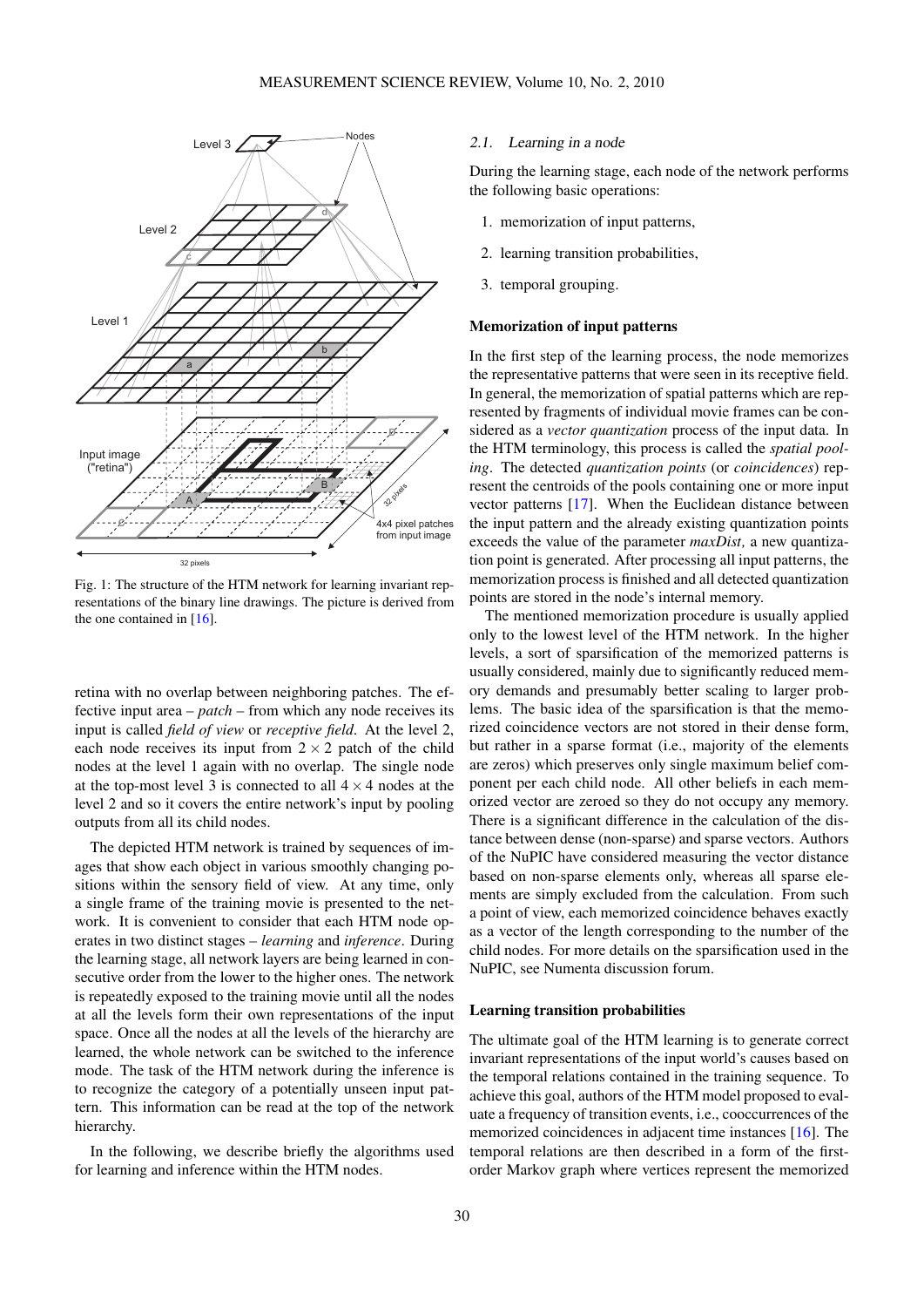Fig. 1: The structure of the HTM network for learning invariant representations of the binary line drawings. The picture is derived from the one contained in [16].

retina with no overlap between neighboring patches. The effective input area – *patch* – from which any node receives its input is called *field of view* or *receptive field*. At the level 2, each node receives its input from $2 \times 2$ patch of the child nodes at the level 1 again with no overlap. The single node at the top-most level 3 is connected to all $4 \times 4$ nodes at the level 2 and so it covers the entire network's input by pooling outputs from all its child nodes.

The depicted HTM network is trained by sequences of images that show each object in various smoothly changing positions within the sensory field of view. At any time, only a single frame of the training movie is presented to the network. It is convenient to consider that each HTM node operates in two distinct stages – *learning* and *inference*. During the learning stage, all network layers are being learned in consecutive order from the lower to the higher ones. The network is repeatedly exposed to the training movie until all the nodes at all the levels form their own representations of the input space. Once all the nodes at all the levels of the hierarchy are learned, the whole network can be switched to the inference mode. The task of the HTM network during the inference is to recognize the category of a potentially unseen input pattern. This information can be read at the top of the network hierarchy.

In the following, we describe briefly the algorithms used for learning and inference within the HTM nodes.

### 2.1. Learning in a node

During the learning stage, each node of the network performs the following basic operations:

1. memorization of input patterns,
2. learning transition probabilities,
3. temporal grouping.

**Memorization of input patterns**

In the first step of the learning process, the node memorizes the representative patterns that were seen in its receptive field. In general, the memorization of spatial patterns which are represented by fragments of individual movie frames can be considered as a *vector quantization* process of the input data. In the HTM terminology, this process is called the *spatial pooling*. The detected *quantization points* (or *coincidences*) represent the centroids of the pools containing one or more input vector patterns [17]. When the Euclidean distance between the input pattern and the already existing quantization points exceeds the value of the parameter *maxDist,* a new quantization point is generated. After processing all input patterns, the memorization process is finished and all detected quantization points are stored in the node's internal memory.

The mentioned memorization procedure is usually applied only to the lowest level of the HTM network. In the higher levels, a sort of sparsification of the memorized patterns is usually considered, mainly due to significantly reduced memory demands and presumably better scaling to larger problems. The basic idea of the sparsification is that the memorized coincidence vectors are not stored in their dense form, but rather in a sparse format (i.e., majority of the elements are zeros) which preserves only single maximum belief component per each child node. All other beliefs in each memorized vector are zeroed so they do not occupy any memory. There is a significant difference in the calculation of the distance between dense (non-sparse) and sparse vectors. Authors of the NuPIC have considered measuring the vector distance based on non-sparse elements only, whereas all sparse elements are simply excluded from the calculation. From such a point of view, each memorized coincidence behaves exactly as a vector of the length corresponding to the number of the child nodes. For more details on the sparsification used in the NuPIC, see Numenta discussion forum.

**Learning transition probabilities**

The ultimate goal of the HTM learning is to generate correct invariant representations of the input world's causes based on the temporal relations contained in the training sequence. To achieve this goal, authors of the HTM model proposed to evaluate a frequency of transition events, i.e., cooccurrences of the memorized coincidences in adjacent time instances [16]. The temporal relations are then described in a form of the first-order Markov graph where vertices represent the memorized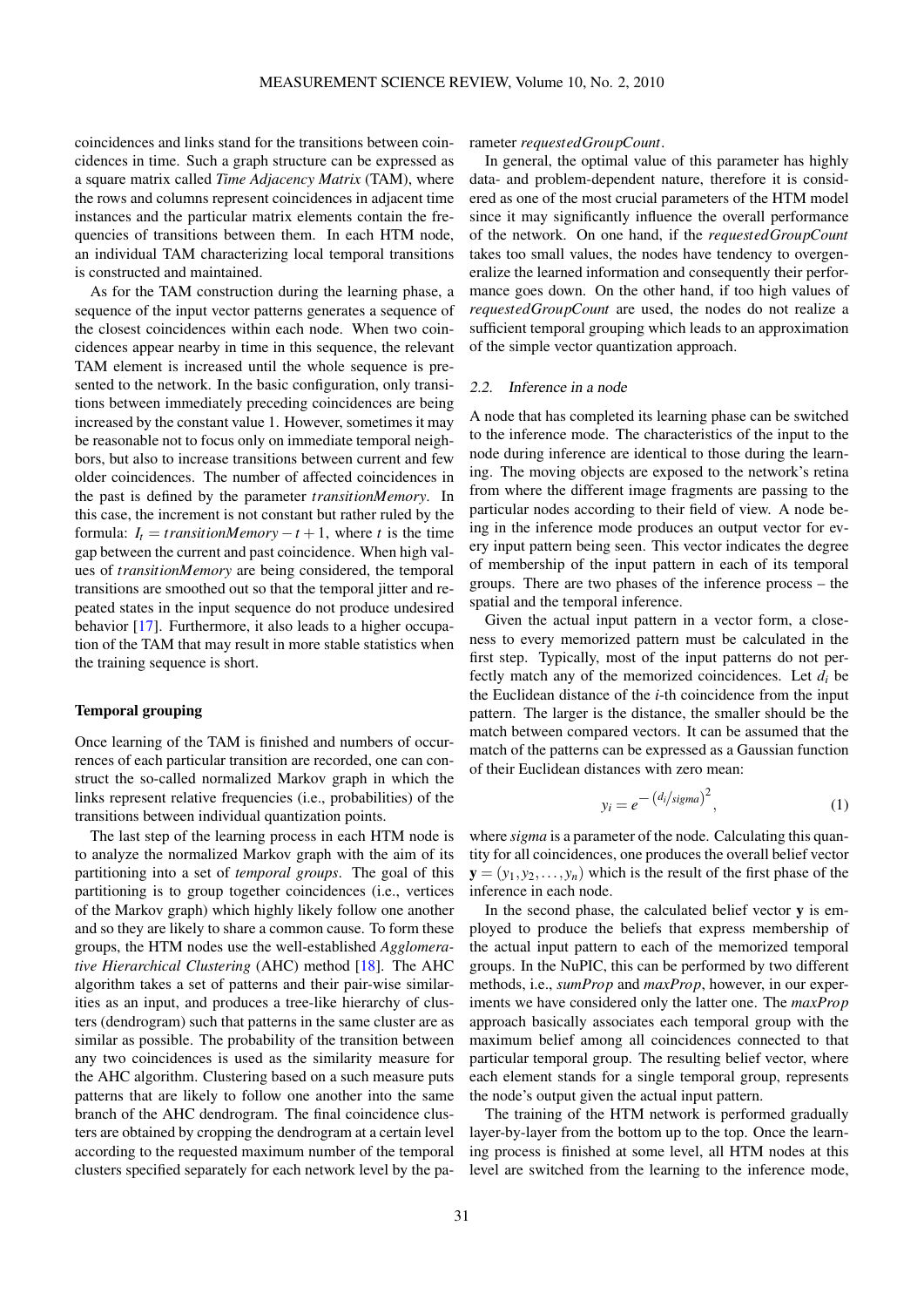coincidences and links stand for the transitions between coincidences in time. Such a graph structure can be expressed as a square matrix called *Time Adjacency Matrix* (TAM), where the rows and columns represent coincidences in adjacent time instances and the particular matrix elements contain the frequencies of transitions between them. In each HTM node, an individual TAM characterizing local temporal transitions is constructed and maintained.

As for the TAM construction during the learning phase, a sequence of the input vector patterns generates a sequence of the closest coincidences within each node. When two coincidences appear nearby in time in this sequence, the relevant TAM element is increased until the whole sequence is presented to the network. In the basic configuration, only transitions between immediately preceding coincidences are being increased by the constant value 1. However, sometimes it may be reasonable not to focus only on immediate temporal neighbors, but also to increase transitions between current and few older coincidences. The number of affected coincidences in the past is defined by the parameter *transitionMemory*. In this case, the increment is not constant but rather ruled by the formula: $I_t = transitionMemory - t + 1$, where $t$ is the time gap between the current and past coincidence. When high values of *transitionMemory* are being considered, the temporal transitions are smoothed out so that the temporal jitter and repeated states in the input sequence do not produce undesired behavior [17]. Furthermore, it also leads to a higher occupation of the TAM that may result in more stable statistics when the training sequence is short.

**Temporal grouping**

Once learning of the TAM is finished and numbers of occurrences of each particular transition are recorded, one can construct the so-called normalized Markov graph in which the links represent relative frequencies (i.e., probabilities) of the transitions between individual quantization points.

The last step of the learning process in each HTM node is to analyze the normalized Markov graph with the aim of its partitioning into a set of *temporal groups*. The goal of this partitioning is to group together coincidences (i.e., vertices of the Markov graph) which highly likely follow one another and so they are likely to share a common cause. To form these groups, the HTM nodes use the well-established *Agglomerative Hierarchical Clustering* (AHC) method [18]. The AHC algorithm takes a set of patterns and their pair-wise similarities as an input, and produces a tree-like hierarchy of clusters (dendrogram) such that patterns in the same cluster are as similar as possible. The probability of the transition between any two coincidences is used as the similarity measure for the AHC algorithm. Clustering based on a such measure puts patterns that are likely to follow one another into the same branch of the AHC dendrogram. The final coincidence clusters are obtained by cropping the dendrogram at a certain level according to the requested maximum number of the temporal clusters specified separately for each network level by the parameter *requestedGroupCount*.

In general, the optimal value of this parameter has highly data- and problem-dependent nature, therefore it is considered as one of the most crucial parameters of the HTM model since it may significantly influence the overall performance of the network. On one hand, if the *requestedGroupCount* takes too small values, the nodes have tendency to overgeneralize the learned information and consequently their performance goes down. On the other hand, if too high values of *requestedGroupCount* are used, the nodes do not realize a sufficient temporal grouping which leads to an approximation of the simple vector quantization approach.

### 2.2. Inference in a node

A node that has completed its learning phase can be switched to the inference mode. The characteristics of the input to the node during inference are identical to those during the learning. The moving objects are exposed to the network's retina from where the different image fragments are passing to the particular nodes according to their field of view. A node being in the inference mode produces an output vector for every input pattern being seen. This vector indicates the degree of membership of the input pattern in each of its temporal groups. There are two phases of the inference process – the spatial and the temporal inference.

Given the actual input pattern in a vector form, a closeness to every memorized pattern must be calculated in the first step. Typically, most of the input patterns do not perfectly match any of the memorized coincidences. Let $d_i$ be the Euclidean distance of the $i$-th coincidence from the input pattern. The larger is the distance, the smaller should be the match between compared vectors. It can be assumed that the match of the patterns can be expressed as a Gaussian function of their Euclidean distances with zero mean:

$$y_i = e^{-\left(d_i/sigma\right)^2}, \tag{1}$$

where *sigma* is a parameter of the node. Calculating this quantity for all coincidences, one produces the overall belief vector $\mathbf{y} = (y_1, y_2, \ldots, y_n)$ which is the result of the first phase of the inference in each node.

In the second phase, the calculated belief vector $\mathbf{y}$ is employed to produce the beliefs that express membership of the actual input pattern to each of the memorized temporal groups. In the NuPIC, this can be performed by two different methods, i.e., *sumProp* and *maxProp*, however, in our experiments we have considered only the latter one. The *maxProp* approach basically associates each temporal group with the maximum belief among all coincidences connected to that particular temporal group. The resulting belief vector, where each element stands for a single temporal group, represents the node's output given the actual input pattern.

The training of the HTM network is performed gradually layer-by-layer from the bottom up to the top. Once the learning process is finished at some level, all HTM nodes at this level are switched from the learning to the inference mode,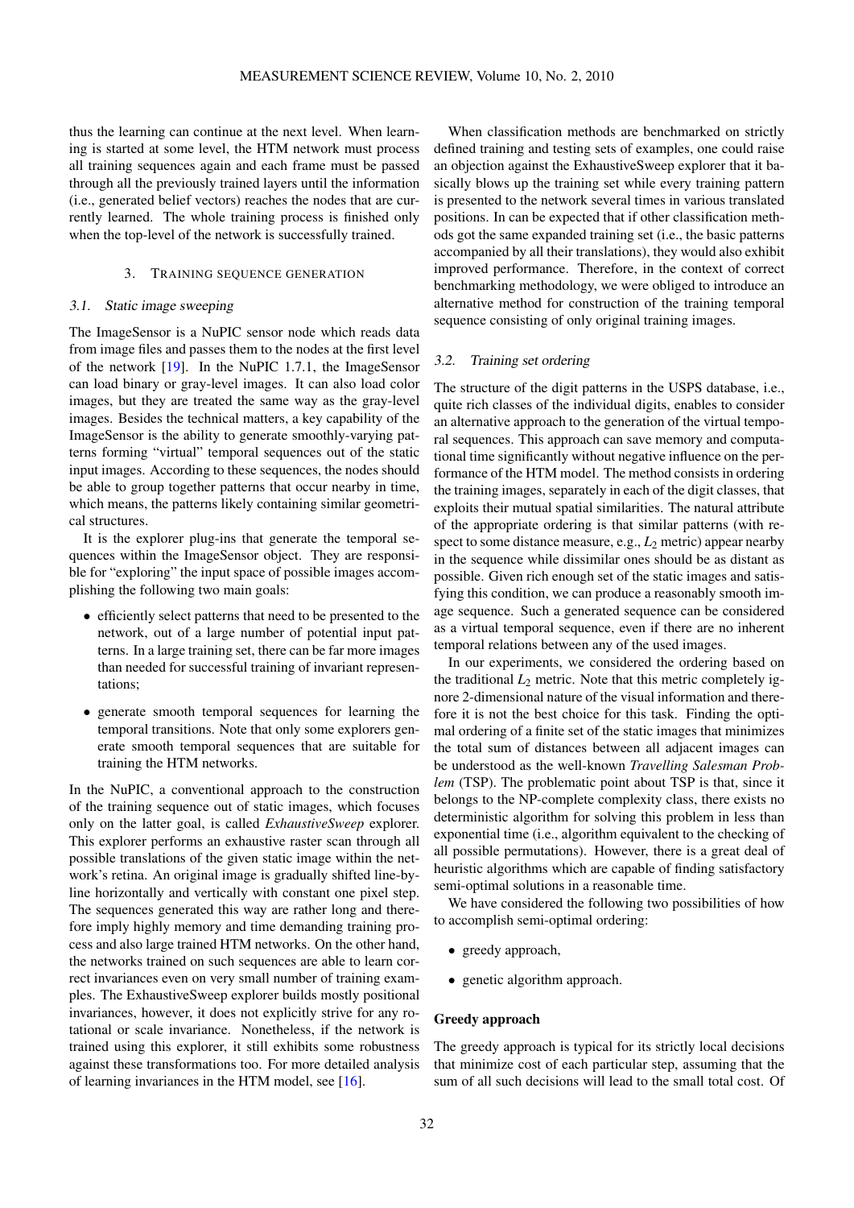thus the learning can continue at the next level. When learning is started at some level, the HTM network must process all training sequences again and each frame must be passed through all the previously trained layers until the information (i.e., generated belief vectors) reaches the nodes that are currently learned. The whole training process is finished only when the top-level of the network is successfully trained.

## 3. Training sequence generation

### 3.1. Static image sweeping

The ImageSensor is a NuPIC sensor node which reads data from image files and passes them to the nodes at the first level of the network [19]. In the NuPIC 1.7.1, the ImageSensor can load binary or gray-level images. It can also load color images, but they are treated the same way as the gray-level images. Besides the technical matters, a key capability of the ImageSensor is the ability to generate smoothly-varying patterns forming "virtual" temporal sequences out of the static input images. According to these sequences, the nodes should be able to group together patterns that occur nearby in time, which means, the patterns likely containing similar geometrical structures.

It is the explorer plug-ins that generate the temporal sequences within the ImageSensor object. They are responsible for "exploring" the input space of possible images accomplishing the following two main goals:

- efficiently select patterns that need to be presented to the network, out of a large number of potential input patterns. In a large training set, there can be far more images than needed for successful training of invariant representations;
- generate smooth temporal sequences for learning the temporal transitions. Note that only some explorers generate smooth temporal sequences that are suitable for training the HTM networks.

In the NuPIC, a conventional approach to the construction of the training sequence out of static images, which focuses only on the latter goal, is called *ExhaustiveSweep* explorer. This explorer performs an exhaustive raster scan through all possible translations of the given static image within the network's retina. An original image is gradually shifted line-by-line horizontally and vertically with constant one pixel step. The sequences generated this way are rather long and therefore imply highly memory and time demanding training process and also large trained HTM networks. On the other hand, the networks trained on such sequences are able to learn correct invariances even on very small number of training examples. The ExhaustiveSweep explorer builds mostly positional invariances, however, it does not explicitly strive for any rotational or scale invariance. Nonetheless, if the network is trained using this explorer, it still exhibits some robustness against these transformations too. For more detailed analysis of learning invariances in the HTM model, see [16].

When classification methods are benchmarked on strictly defined training and testing sets of examples, one could raise an objection against the ExhaustiveSweep explorer that it basically blows up the training set while every training pattern is presented to the network several times in various translated positions. In can be expected that if other classification methods got the same expanded training set (i.e., the basic patterns accompanied by all their translations), they would also exhibit improved performance. Therefore, in the context of correct benchmarking methodology, we were obliged to introduce an alternative method for construction of the training temporal sequence consisting of only original training images.

### 3.2. Training set ordering

The structure of the digit patterns in the USPS database, i.e., quite rich classes of the individual digits, enables to consider an alternative approach to the generation of the virtual temporal sequences. This approach can save memory and computational time significantly without negative influence on the performance of the HTM model. The method consists in ordering the training images, separately in each of the digit classes, that exploits their mutual spatial similarities. The natural attribute of the appropriate ordering is that similar patterns (with respect to some distance measure, e.g., $L_2$ metric) appear nearby in the sequence while dissimilar ones should be as distant as possible. Given rich enough set of the static images and satisfying this condition, we can produce a reasonably smooth image sequence. Such a generated sequence can be considered as a virtual temporal sequence, even if there are no inherent temporal relations between any of the used images.

In our experiments, we considered the ordering based on the traditional $L_2$ metric. Note that this metric completely ignore 2-dimensional nature of the visual information and therefore it is not the best choice for this task. Finding the optimal ordering of a finite set of the static images that minimizes the total sum of distances between all adjacent images can be understood as the well-known *Travelling Salesman Problem* (TSP). The problematic point about TSP is that, since it belongs to the NP-complete complexity class, there exists no deterministic algorithm for solving this problem in less than exponential time (i.e., algorithm equivalent to the checking of all possible permutations). However, there is a great deal of heuristic algorithms which are capable of finding satisfactory semi-optimal solutions in a reasonable time.

We have considered the following two possibilities of how to accomplish semi-optimal ordering:

- greedy approach,
- genetic algorithm approach.

**Greedy approach**

The greedy approach is typical for its strictly local decisions that minimize cost of each particular step, assuming that the sum of all such decisions will lead to the small total cost. Of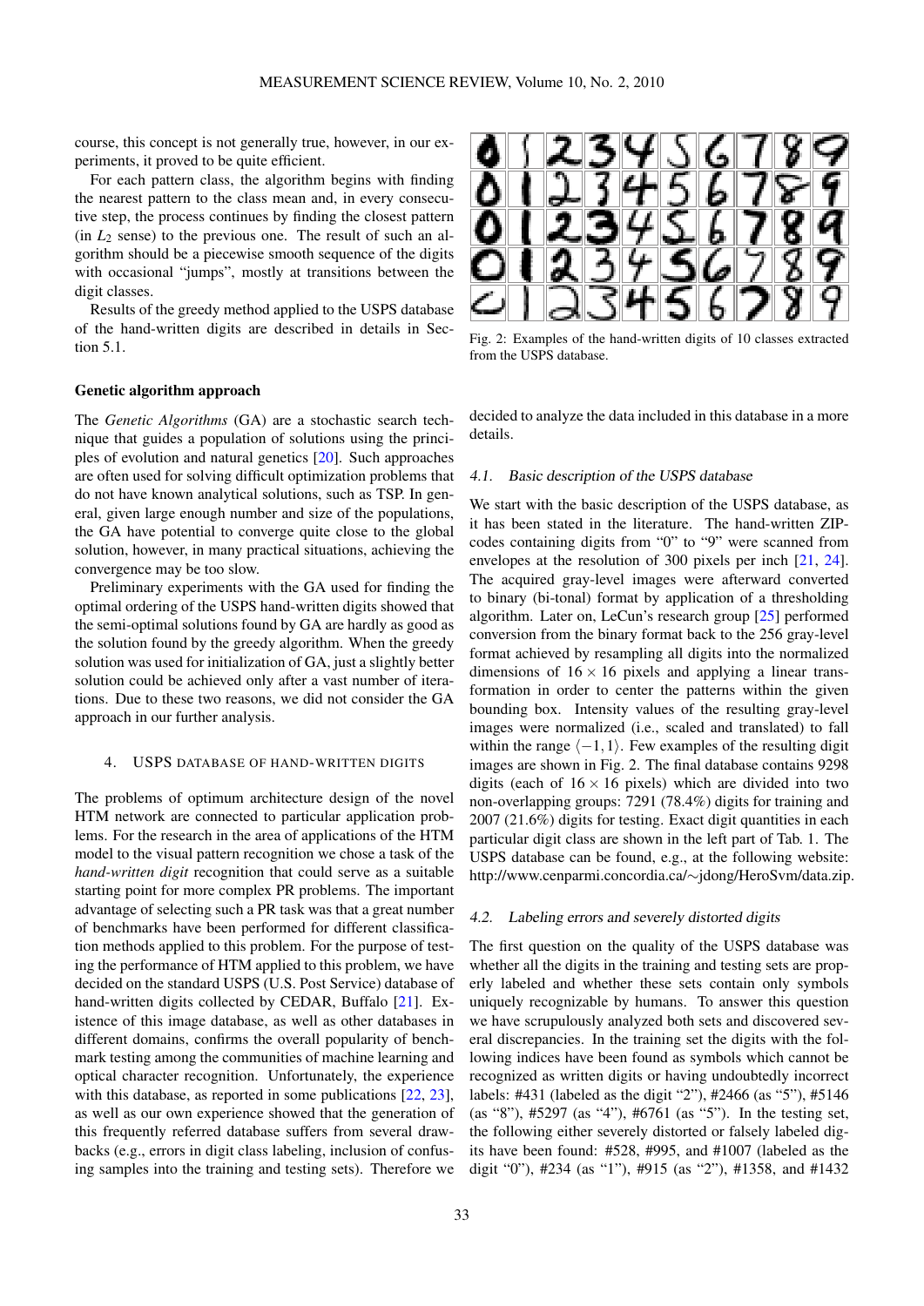course, this concept is not generally true, however, in our experiments, it proved to be quite efficient.

For each pattern class, the algorithm begins with finding the nearest pattern to the class mean and, in every consecutive step, the process continues by finding the closest pattern (in $L_2$ sense) to the previous one. The result of such an algorithm should be a piecewise smooth sequence of the digits with occasional "jumps", mostly at transitions between the digit classes.

Results of the greedy method applied to the USPS database of the hand-written digits are described in details in Section 5.1.

### Genetic algorithm approach

The *Genetic Algorithms* (GA) are a stochastic search technique that guides a population of solutions using the principles of evolution and natural genetics [20]. Such approaches are often used for solving difficult optimization problems that do not have known analytical solutions, such as TSP. In general, given large enough number and size of the populations, the GA have potential to converge quite close to the global solution, however, in many practical situations, achieving the convergence may be too slow.

Preliminary experiments with the GA used for finding the optimal ordering of the USPS hand-written digits showed that the semi-optimal solutions found by GA are hardly as good as the solution found by the greedy algorithm. When the greedy solution was used for initialization of GA, just a slightly better solution could be achieved only after a vast number of iterations. Due to these two reasons, we did not consider the GA approach in our further analysis.

## 4. USPS DATABASE OF HAND-WRITTEN DIGITS

The problems of optimum architecture design of the novel HTM network are connected to particular application problems. For the research in the area of applications of the HTM model to the visual pattern recognition we chose a task of the *hand-written digit* recognition that could serve as a suitable starting point for more complex PR problems. The important advantage of selecting such a PR task was that a great number of benchmarks have been performed for different classification methods applied to this problem. For the purpose of testing the performance of HTM applied to this problem, we have decided on the standard USPS (U.S. Post Service) database of hand-written digits collected by CEDAR, Buffalo [21]. Existence of this image database, as well as other databases in different domains, confirms the overall popularity of benchmark testing among the communities of machine learning and optical character recognition. Unfortunately, the experience with this database, as reported in some publications [22, 23], as well as our own experience showed that the generation of this frequently referred database suffers from several drawbacks (e.g., errors in digit class labeling, inclusion of confusing samples into the training and testing sets). Therefore we decided to analyze the data included in this database in a more details.

Fig. 2: Examples of the hand-written digits of 10 classes extracted from the USPS database.

### 4.1. Basic description of the USPS database

We start with the basic description of the USPS database, as it has been stated in the literature. The hand-written ZIP-codes containing digits from "0" to "9" were scanned from envelopes at the resolution of 300 pixels per inch [21, 24]. The acquired gray-level images were afterward converted to binary (bi-tonal) format by application of a thresholding algorithm. Later on, LeCun's research group [25] performed conversion from the binary format back to the 256 gray-level format achieved by resampling all digits into the normalized dimensions of $16 \times 16$ pixels and applying a linear transformation in order to center the patterns within the given bounding box. Intensity values of the resulting gray-level images were normalized (i.e., scaled and translated) to fall within the range $\langle -1, 1 \rangle$. Few examples of the resulting digit images are shown in Fig. 2. The final database contains 9298 digits (each of $16 \times 16$ pixels) which are divided into two non-overlapping groups: 7291 (78.4%) digits for training and 2007 (21.6%) digits for testing. Exact digit quantities in each particular digit class are shown in the left part of Tab. 1. The USPS database can be found, e.g., at the following website: http://www.cenparmi.concordia.ca/∼jdong/HeroSvm/data.zip.

### 4.2. Labeling errors and severely distorted digits

The first question on the quality of the USPS database was whether all the digits in the training and testing sets are properly labeled and whether these sets contain only symbols uniquely recognizable by humans. To answer this question we have scrupulously analyzed both sets and discovered several discrepancies. In the training set the digits with the following indices have been found as symbols which cannot be recognized as written digits or having undoubtedly incorrect labels: #431 (labeled as the digit "2"), #2466 (as "5"), #5146 (as "8"), #5297 (as "4"), #6761 (as "5"). In the testing set, the following either severely distorted or falsely labeled digits have been found: #528, #995, and #1007 (labeled as the digit "0"), #234 (as "1"), #915 (as "2"), #1358, and #1432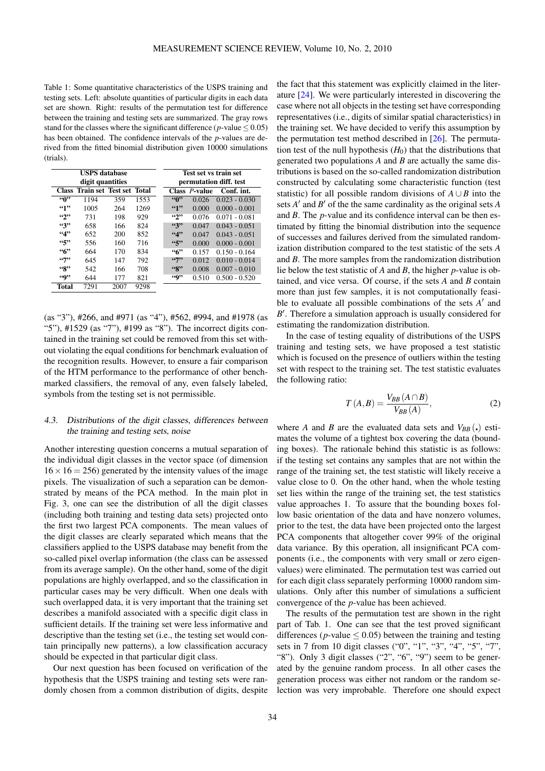Table 1: Some quantitative characteristics of the USPS training and testing sets. Left: absolute quantities of particular digits in each data set are shown. Right: results of the permutation test for difference between the training and testing sets are summarized. The gray rows stand for the classes where the significant difference ($p$-value $\leq 0.05$) has been obtained. The confidence intervals of the $p$-values are derived from the fitted binomial distribution given 10000 simulations (trials).

| USPS database digit quantities | | | | Test set vs train set permutation diff. test | | |
|---|---|---|---|---|---|---|
| **Class** | **Train set** | **Test set** | **Total** | **Class** | **$P$-value** | **Conf. int.** |
| **"0"** | 1194 | 359 | 1553 | **"0"** | 0.026 | 0.023 - 0.030 |
| **"1"** | 1005 | 264 | 1269 | **"1"** | 0.000 | 0.000 - 0.001 |
| **"2"** | 731 | 198 | 929 | **"2"** | 0.076 | 0.071 - 0.081 |
| **"3"** | 658 | 166 | 824 | **"3"** | 0.047 | 0.043 - 0.051 |
| **"4"** | 652 | 200 | 852 | **"4"** | 0.047 | 0.043 - 0.051 |
| **"5"** | 556 | 160 | 716 | **"5"** | 0.000 | 0.000 - 0.001 |
| **"6"** | 664 | 170 | 834 | **"6"** | 0.157 | 0.150 - 0.164 |
| **"7"** | 645 | 147 | 792 | **"7"** | 0.012 | 0.010 - 0.014 |
| **"8"** | 542 | 166 | 708 | **"8"** | 0.008 | 0.007 - 0.010 |
| **"9"** | 644 | 177 | 821 | **"9"** | 0.510 | 0.500 - 0.520 |
| **Total** | 7291 | 2007 | 9298 | | | |

(as "3"), #266, and #971 (as "4"), #562, #994, and #1978 (as "5"), #1529 (as "7"), #199 as "8"). The incorrect digits contained in the training set could be removed from this set without violating the equal conditions for benchmark evaluation of the recognition results. However, to ensure a fair comparison of the HTM performance to the performance of other benchmarked classifiers, the removal of any, even falsely labeled, symbols from the testing set is not permissible.

### 4.3. Distributions of the digit classes, differences between the training and testing sets, noise

Another interesting question concerns a mutual separation of the individual digit classes in the vector space (of dimension $16 \times 16 = 256$) generated by the intensity values of the image pixels. The visualization of such a separation can be demonstrated by means of the PCA method. In the main plot in Fig. 3, one can see the distribution of all the digit classes (including both training and testing data sets) projected onto the first two largest PCA components. The mean values of the digit classes are clearly separated which means that the classifiers applied to the USPS database may benefit from the so-called pixel overlap information (the class can be assessed from its average sample). On the other hand, some of the digit populations are highly overlapped, and so the classification in particular cases may be very difficult. When one deals with such overlapped data, it is very important that the training set describes a manifold associated with a specific digit class in sufficient details. If the training set were less informative and descriptive than the testing set (i.e., the testing set would contain principally new patterns), a low classification accuracy should be expected in that particular digit class.

Our next question has been focused on verification of the hypothesis that the USPS training and testing sets were randomly chosen from a common distribution of digits, despite the fact that this statement was explicitly claimed in the literature [24]. We were particularly interested in discovering the case where not all objects in the testing set have corresponding representatives (i.e., digits of similar spatial characteristics) in the training set. We have decided to verify this assumption by the permutation test method described in [26]. The permutation test of the null hypothesis ($H_0$) that the distributions that generated two populations $A$ and $B$ are actually the same distributions is based on the so-called randomization distribution constructed by calculating some characteristic function (test statistic) for all possible random divisions of $A \cup B$ into the sets $A'$ and $B'$ of the the same cardinality as the original sets $A$ and $B$. The $p$-value and its confidence interval can be then estimated by fitting the binomial distribution into the sequence of successes and failures derived from the simulated randomization distribution compared to the test statistic of the sets $A$ and $B$. The more samples from the randomization distribution lie below the test statistic of $A$ and $B$, the higher $p$-value is obtained, and vice versa. Of course, if the sets $A$ and $B$ contain more than just few samples, it is not computationally feasible to evaluate all possible combinations of the sets $A'$ and $B'$. Therefore a simulation approach is usually considered for estimating the randomization distribution.

In the case of testing equality of distributions of the USPS training and testing sets, we have proposed a test statistic which is focused on the presence of outliers within the testing set with respect to the training set. The test statistic evaluates the following ratio:

$$T(A,B) = \frac{V_{BB}(A \cap B)}{V_{BB}(A)}, \tag{2}$$

where $A$ and $B$ are the evaluated data sets and $V_{BB}(.)$ estimates the volume of a tightest box covering the data (bounding boxes). The rationale behind this statistic is as follows: if the testing set contains any samples that are not within the range of the training set, the test statistic will likely receive a value close to 0. On the other hand, when the whole testing set lies within the range of the training set, the test statistics value approaches 1. To assure that the bounding boxes follow basic orientation of the data and have nonzero volumes, prior to the test, the data have been projected onto the largest PCA components that altogether cover 99% of the original data variance. By this operation, all insignificant PCA components (i.e., the components with very small or zero eigenvalues) were eliminated. The permutation test was carried out for each digit class separately performing 10000 random simulations. Only after this number of simulations a sufficient convergence of the $p$-value has been achieved.

The results of the permutation test are shown in the right part of Tab. 1. One can see that the test proved significant differences ($p$-value $\leq 0.05$) between the training and testing sets in 7 from 10 digit classes ("0", "1", "3", "4", "5", "7", "8"). Only 3 digit classes ("2", "6", "9") seem to be generated by the genuine random process. In all other cases the generation process was either not random or the random selection was very improbable. Therefore one should expect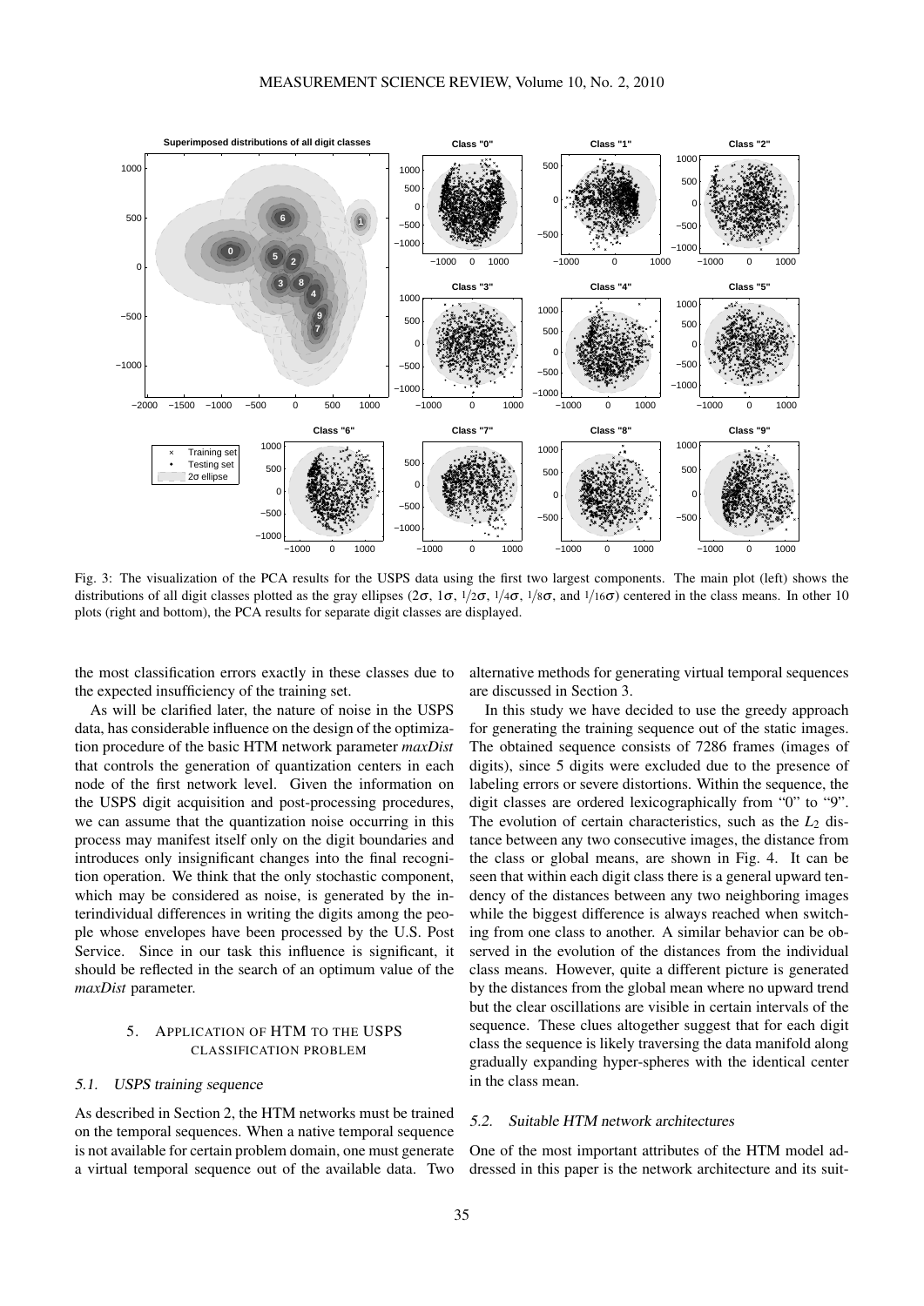Fig. 3: The visualization of the PCA results for the USPS data using the first two largest components. The main plot (left) shows the distributions of all digit classes plotted as the gray ellipses ($2\sigma$, $1\sigma$, $1/2\sigma$, $1/4\sigma$, $1/8\sigma$, and $1/16\sigma$) centered in the class means. In other 10 plots (right and bottom), the PCA results for separate digit classes are displayed.

the most classification errors exactly in these classes due to the expected insufficiency of the training set.

As will be clarified later, the nature of noise in the USPS data, has considerable influence on the design of the optimization procedure of the basic HTM network parameter *maxDist* that controls the generation of quantization centers in each node of the first network level. Given the information on the USPS digit acquisition and post-processing procedures, we can assume that the quantization noise occurring in this process may manifest itself only on the digit boundaries and introduces only insignificant changes into the final recognition operation. We think that the only stochastic component, which may be considered as noise, is generated by the interindividual differences in writing the digits among the people whose envelopes have been processed by the U.S. Post Service. Since in our task this influence is significant, it should be reflected in the search of an optimum value of the *maxDist* parameter.

## 5. APPLICATION OF HTM TO THE USPS CLASSIFICATION PROBLEM

### 5.1. USPS training sequence

As described in Section 2, the HTM networks must be trained on the temporal sequences. When a native temporal sequence is not available for certain problem domain, one must generate a virtual temporal sequence out of the available data. Two alternative methods for generating virtual temporal sequences are discussed in Section 3.

In this study we have decided to use the greedy approach for generating the training sequence out of the static images. The obtained sequence consists of 7286 frames (images of digits), since 5 digits were excluded due to the presence of labeling errors or severe distortions. Within the sequence, the digit classes are ordered lexicographically from "0" to "9". The evolution of certain characteristics, such as the $L_2$ distance between any two consecutive images, the distance from the class or global means, are shown in Fig. 4. It can be seen that within each digit class there is a general upward tendency of the distances between any two neighboring images while the biggest difference is always reached when switching from one class to another. A similar behavior can be observed in the evolution of the distances from the individual class means. However, quite a different picture is generated by the distances from the global mean where no upward trend but the clear oscillations are visible in certain intervals of the sequence. These clues altogether suggest that for each digit class the sequence is likely traversing the data manifold along gradually expanding hyper-spheres with the identical center in the class mean.

### 5.2. Suitable HTM network architectures

One of the most important attributes of the HTM model addressed in this paper is the network architecture and its suit-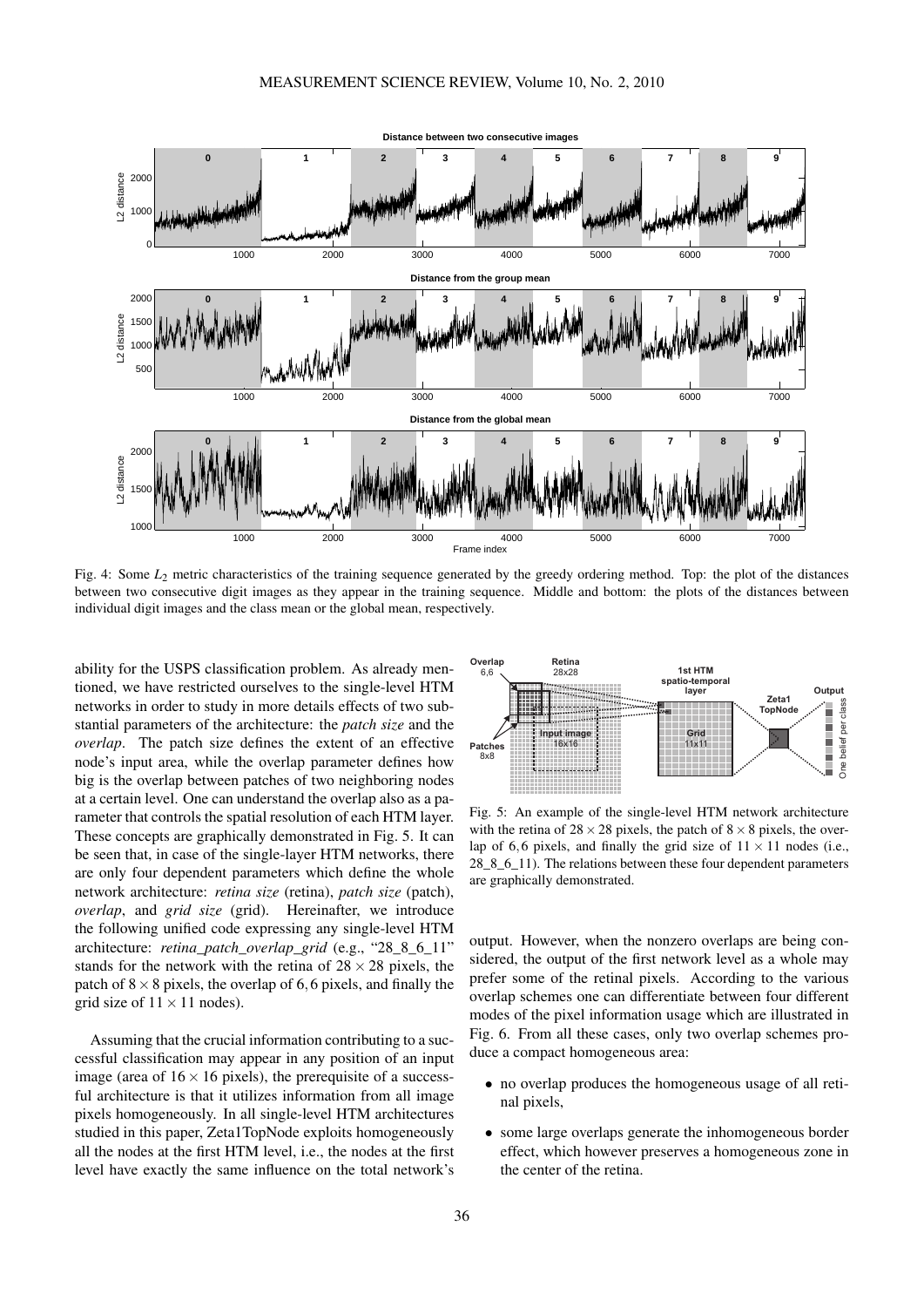Fig. 4: Some $L_2$ metric characteristics of the training sequence generated by the greedy ordering method. Top: the plot of the distances between two consecutive digit images as they appear in the training sequence. Middle and bottom: the plots of the distances between individual digit images and the class mean or the global mean, respectively.

ability for the USPS classification problem. As already mentioned, we have restricted ourselves to the single-level HTM networks in order to study in more details effects of two substantial parameters of the architecture: the *patch size* and the *overlap*. The patch size defines the extent of an effective node's input area, while the overlap parameter defines how big is the overlap between patches of two neighboring nodes at a certain level. One can understand the overlap also as a parameter that controls the spatial resolution of each HTM layer. These concepts are graphically demonstrated in Fig. 5. It can be seen that, in case of the single-layer HTM networks, there are only four dependent parameters which define the whole network architecture: *retina size* (retina), *patch size* (patch), *overlap*, and *grid size* (grid). Hereinafter, we introduce the following unified code expressing any single-level HTM architecture: *retina_patch_overlap_grid* (e.g., "28_8_6_11" stands for the network with the retina of $28 \times 28$ pixels, the patch of $8 \times 8$ pixels, the overlap of $6,6$ pixels, and finally the grid size of $11 \times 11$ nodes).

Assuming that the crucial information contributing to a successful classification may appear in any position of an input image (area of $16 \times 16$ pixels), the prerequisite of a successful architecture is that it utilizes information from all image pixels homogeneously. In all single-level HTM architectures studied in this paper, Zeta1TopNode exploits homogeneously all the nodes at the first HTM level, i.e., the nodes at the first level have exactly the same influence on the total network's output. However, when the nonzero overlaps are being considered, the output of the first network level as a whole may prefer some of the retinal pixels. According to the various overlap schemes one can differentiate between four different modes of the pixel information usage which are illustrated in Fig. 6. From all these cases, only two overlap schemes produce a compact homogeneous area:

- no overlap produces the homogeneous usage of all retinal pixels,
- some large overlaps generate the inhomogeneous border effect, which however preserves a homogeneous zone in the center of the retina.

Fig. 5: An example of the single-level HTM network architecture with the retina of $28 \times 28$ pixels, the patch of $8 \times 8$ pixels, the overlap of $6,6$ pixels, and finally the grid size of $11 \times 11$ nodes (i.e., 28_8_6_11). The relations between these four dependent parameters are graphically demonstrated.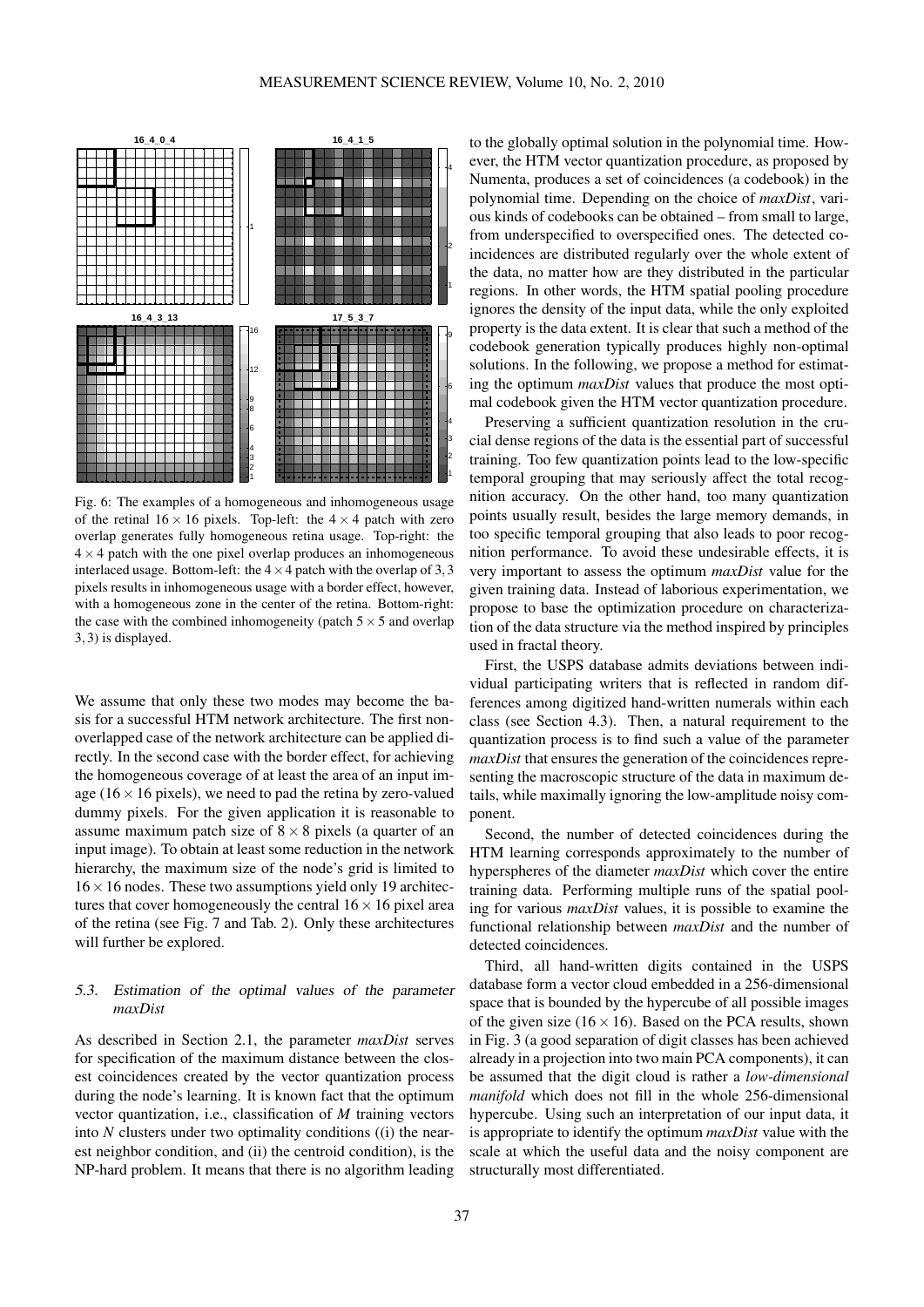Fig. 6: The examples of a homogeneous and inhomogeneous usage of the retinal $16 \times 16$ pixels. Top-left: the $4 \times 4$ patch with zero overlap generates fully homogeneous retina usage. Top-right: the $4 \times 4$ patch with the one pixel overlap produces an inhomogeneous interlaced usage. Bottom-left: the $4 \times 4$ patch with the overlap of $3, 3$ pixels results in inhomogeneous usage with a border effect, however, with a homogeneous zone in the center of the retina. Bottom-right: the case with the combined inhomogeneity (patch $5 \times 5$ and overlap $3, 3$) is displayed.

We assume that only these two modes may become the basis for a successful HTM network architecture. The first nonoverlapped case of the network architecture can be applied directly. In the second case with the border effect, for achieving the homogeneous coverage of at least the area of an input image ($16 \times 16$ pixels), we need to pad the retina by zero-valued dummy pixels. For the given application it is reasonable to assume maximum patch size of $8 \times 8$ pixels (a quarter of an input image). To obtain at least some reduction in the network hierarchy, the maximum size of the node's grid is limited to $16 \times 16$ nodes. These two assumptions yield only 19 architectures that cover homogeneously the central $16 \times 16$ pixel area of the retina (see Fig. 7 and Tab. 2). Only these architectures will further be explored.

### 5.3. Estimation of the optimal values of the parameter *maxDist*

As described in Section 2.1, the parameter *maxDist* serves for specification of the maximum distance between the closest coincidences created by the vector quantization process during the node's learning. It is known fact that the optimum vector quantization, i.e., classification of $M$ training vectors into $N$ clusters under two optimality conditions ((i) the nearest neighbor condition, and (ii) the centroid condition), is the NP-hard problem. It means that there is no algorithm leading to the globally optimal solution in the polynomial time. However, the HTM vector quantization procedure, as proposed by Numenta, produces a set of coincidences (a codebook) in the polynomial time. Depending on the choice of *maxDist*, various kinds of codebooks can be obtained – from small to large, from underspecified to overspecified ones. The detected coincidences are distributed regularly over the whole extent of the data, no matter how are they distributed in the particular regions. In other words, the HTM spatial pooling procedure ignores the density of the input data, while the only exploited property is the data extent. It is clear that such a method of the codebook generation typically produces highly non-optimal solutions. In the following, we propose a method for estimating the optimum *maxDist* values that produce the most optimal codebook given the HTM vector quantization procedure.

Preserving a sufficient quantization resolution in the crucial dense regions of the data is the essential part of successful training. Too few quantization points lead to the low-specific temporal grouping that may seriously affect the total recognition accuracy. On the other hand, too many quantization points usually result, besides the large memory demands, in too specific temporal grouping that also leads to poor recognition performance. To avoid these undesirable effects, it is very important to assess the optimum *maxDist* value for the given training data. Instead of laborious experimentation, we propose to base the optimization procedure on characterization of the data structure via the method inspired by principles used in fractal theory.

First, the USPS database admits deviations between individual participating writers that is reflected in random differences among digitized hand-written numerals within each class (see Section 4.3). Then, a natural requirement to the quantization process is to find such a value of the parameter *maxDist* that ensures the generation of the coincidences representing the macroscopic structure of the data in maximum details, while maximally ignoring the low-amplitude noisy component.

Second, the number of detected coincidences during the HTM learning corresponds approximately to the number of hyperspheres of the diameter *maxDist* which cover the entire training data. Performing multiple runs of the spatial pooling for various *maxDist* values, it is possible to examine the functional relationship between *maxDist* and the number of detected coincidences.

Third, all hand-written digits contained in the USPS database form a vector cloud embedded in a 256-dimensional space that is bounded by the hypercube of all possible images of the given size ($16 \times 16$). Based on the PCA results, shown in Fig. 3 (a good separation of digit classes has been achieved already in a projection into two main PCA components), it can be assumed that the digit cloud is rather a *low-dimensional manifold* which does not fill in the whole 256-dimensional hypercube. Using such an interpretation of our input data, it is appropriate to identify the optimum *maxDist* value with the scale at which the useful data and the noisy component are structurally most differentiated.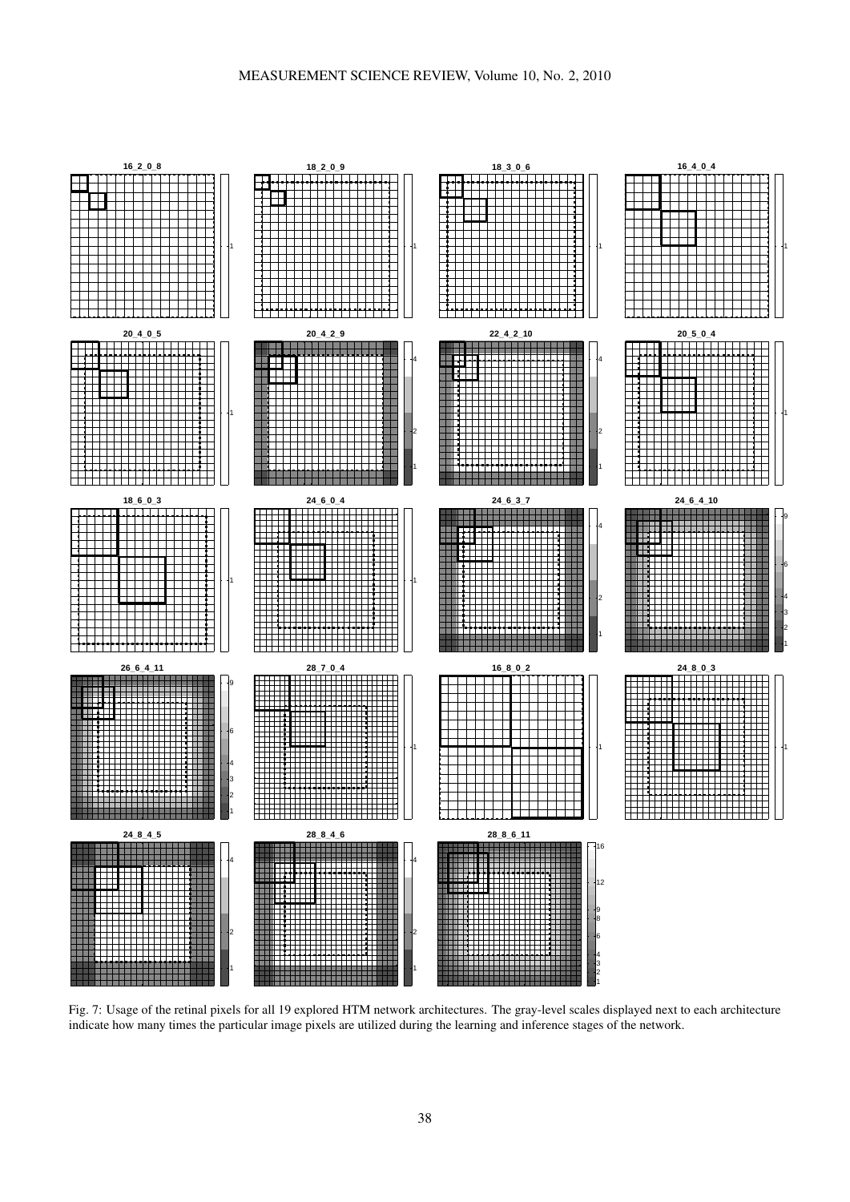Fig. 7: Usage of the retinal pixels for all 19 explored HTM network architectures. The gray-level scales displayed next to each architecture indicate how many times the particular image pixels are utilized during the learning and inference stages of the network.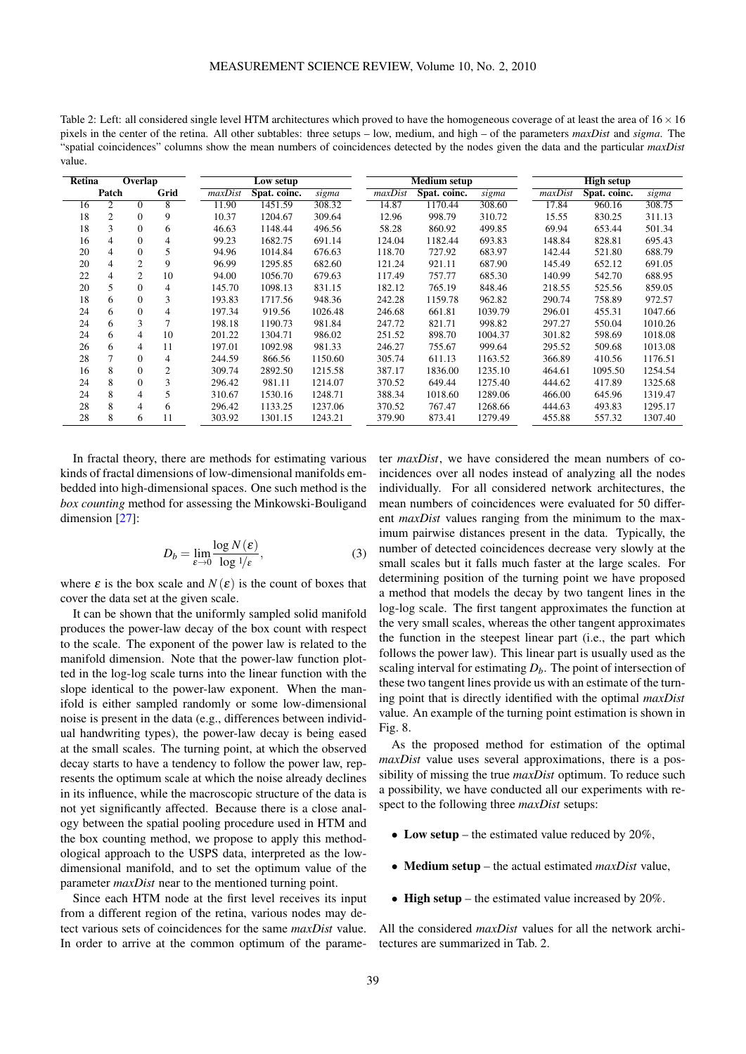Table 2: Left: all considered single level HTM architectures which proved to have the homogeneous coverage of at least the area of $16 \times 16$ pixels in the center of the retina. All other subtables: three setups – low, medium, and high – of the parameters *maxDist* and *sigma*. The "spatial coincidences" columns show the mean numbers of coincidences detected by the nodes given the data and the particular *maxDist* value.

| Retina | Patch | Overlap | Grid | Low setup | | | Medium setup | | | High setup | | |
|---|---|---|---|---|---|---|---|---|---|---|---|---|
| | | | | *maxDist* | Spat. coinc. | *sigma* | *maxDist* | Spat. coinc. | *sigma* | *maxDist* | Spat. coinc. | *sigma* |
| 16 | 2 | 0 | 8 | 11.90 | 1451.59 | 308.32 | 14.87 | 1170.44 | 308.60 | 17.84 | 960.16 | 308.75 |
| 18 | 2 | 0 | 9 | 10.37 | 1204.67 | 309.64 | 12.96 | 998.79 | 310.72 | 15.55 | 830.25 | 311.13 |
| 18 | 3 | 0 | 6 | 46.63 | 1148.44 | 496.56 | 58.28 | 860.92 | 499.85 | 69.94 | 653.44 | 501.34 |
| 16 | 4 | 0 | 4 | 99.23 | 1682.75 | 691.14 | 124.04 | 1182.44 | 693.83 | 148.84 | 828.81 | 695.43 |
| 20 | 4 | 0 | 5 | 94.96 | 1014.84 | 676.63 | 118.70 | 727.92 | 683.97 | 142.44 | 521.80 | 688.79 |
| 20 | 4 | 2 | 9 | 96.99 | 1295.85 | 682.60 | 121.24 | 921.11 | 687.90 | 145.49 | 652.12 | 691.05 |
| 22 | 4 | 2 | 10 | 94.00 | 1056.70 | 679.63 | 117.49 | 757.77 | 685.30 | 140.99 | 542.70 | 688.95 |
| 20 | 5 | 0 | 4 | 145.70 | 1098.13 | 831.15 | 182.12 | 765.19 | 848.46 | 218.55 | 525.56 | 859.05 |
| 18 | 6 | 0 | 3 | 193.83 | 1717.56 | 948.36 | 242.28 | 1159.78 | 962.82 | 290.74 | 758.89 | 972.57 |
| 24 | 6 | 0 | 4 | 197.34 | 919.56 | 1026.48 | 246.68 | 661.81 | 1039.79 | 296.01 | 455.31 | 1047.66 |
| 24 | 6 | 3 | 7 | 198.18 | 1190.73 | 981.84 | 247.72 | 821.71 | 998.82 | 297.27 | 550.04 | 1010.26 |
| 24 | 6 | 4 | 10 | 201.22 | 1304.71 | 986.02 | 251.52 | 898.70 | 1004.37 | 301.82 | 598.69 | 1018.08 |
| 26 | 6 | 4 | 11 | 197.01 | 1092.98 | 981.33 | 246.27 | 755.67 | 999.64 | 295.52 | 509.68 | 1013.08 |
| 28 | 7 | 0 | 4 | 244.59 | 866.56 | 1150.60 | 305.74 | 611.13 | 1163.52 | 366.89 | 410.56 | 1176.51 |
| 16 | 8 | 0 | 2 | 309.74 | 2892.50 | 1215.58 | 387.17 | 1836.00 | 1235.10 | 464.61 | 1095.50 | 1254.54 |
| 24 | 8 | 0 | 3 | 296.42 | 981.11 | 1214.07 | 370.52 | 649.44 | 1275.40 | 444.62 | 417.89 | 1325.68 |
| 24 | 8 | 4 | 5 | 310.67 | 1530.16 | 1248.71 | 388.34 | 1018.60 | 1289.06 | 466.00 | 645.96 | 1319.47 |
| 28 | 8 | 4 | 6 | 296.42 | 1133.25 | 1237.06 | 370.52 | 767.47 | 1268.66 | 444.63 | 493.83 | 1295.17 |
| 28 | 8 | 6 | 11 | 303.92 | 1301.15 | 1243.21 | 379.90 | 873.41 | 1279.49 | 455.88 | 557.32 | 1307.40 |

In fractal theory, there are methods for estimating various kinds of fractal dimensions of low-dimensional manifolds embedded into high-dimensional spaces. One such method is the *box counting* method for assessing the Minkowski-Bouligand dimension [27]:

$$D_b = \lim_{\varepsilon \to 0} \frac{\log N(\varepsilon)}{\log 1/\varepsilon}, \tag{3}$$

where $\varepsilon$ is the box scale and $N(\varepsilon)$ is the count of boxes that cover the data set at the given scale.

It can be shown that the uniformly sampled solid manifold produces the power-law decay of the box count with respect to the scale. The exponent of the power law is related to the manifold dimension. Note that the power-law function plotted in the log-log scale turns into the linear function with the slope identical to the power-law exponent. When the manifold is either sampled randomly or some low-dimensional noise is present in the data (e.g., differences between individual handwriting types), the power-law decay is being eased at the small scales. The turning point, at which the observed decay starts to have a tendency to follow the power law, represents the optimum scale at which the noise already declines in its influence, while the macroscopic structure of the data is not yet significantly affected. Because there is a close analogy between the spatial pooling procedure used in HTM and the box counting method, we propose to apply this methodological approach to the USPS data, interpreted as the low-dimensional manifold, and to set the optimum value of the parameter *maxDist* near to the mentioned turning point.

Since each HTM node at the first level receives its input from a different region of the retina, various nodes may detect various sets of coincidences for the same *maxDist* value. In order to arrive at the common optimum of the parameter *maxDist*, we have considered the mean numbers of coincidences over all nodes instead of analyzing all the nodes individually. For all considered network architectures, the mean numbers of coincidences were evaluated for 50 different *maxDist* values ranging from the minimum to the maximum pairwise distances present in the data. Typically, the number of detected coincidences decrease very slowly at the small scales but it falls much faster at the large scales. For determining position of the turning point we have proposed a method that models the decay by two tangent lines in the log-log scale. The first tangent approximates the function at the very small scales, whereas the other tangent approximates the function in the steepest linear part (i.e., the part which follows the power law). This linear part is usually used as the scaling interval for estimating $D_b$. The point of intersection of these two tangent lines provide us with an estimate of the turning point that is directly identified with the optimal *maxDist* value. An example of the turning point estimation is shown in Fig. 8.

As the proposed method for estimation of the optimal *maxDist* value uses several approximations, there is a possibility of missing the true *maxDist* optimum. To reduce such a possibility, we have conducted all our experiments with respect to the following three *maxDist* setups:

- **Low setup** – the estimated value reduced by 20%,
- **Medium setup** – the actual estimated *maxDist* value,
- **High setup** – the estimated value increased by 20%.

All the considered *maxDist* values for all the network architectures are summarized in Tab. 2.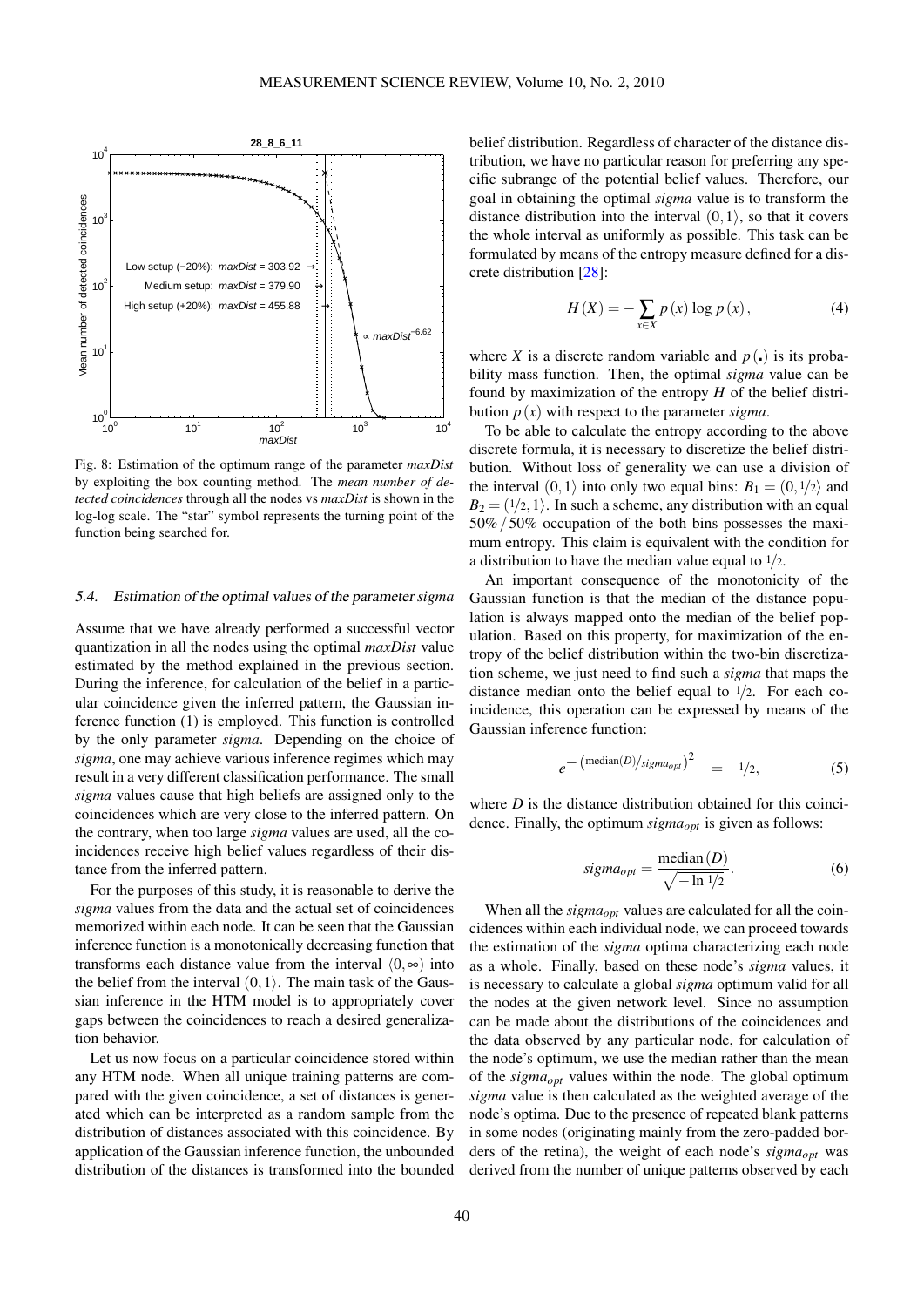Fig. 8: Estimation of the optimum range of the parameter *maxDist* by exploiting the box counting method. The *mean number of detected coincidences* through all the nodes vs *maxDist* is shown in the log-log scale. The "star" symbol represents the turning point of the function being searched for.

### 5.4. Estimation of the optimal values of the parameter *sigma*

Assume that we have already performed a successful vector quantization in all the nodes using the optimal *maxDist* value estimated by the method explained in the previous section. During the inference, for calculation of the belief in a particular coincidence given the inferred pattern, the Gaussian inference function (1) is employed. This function is controlled by the only parameter *sigma*. Depending on the choice of *sigma*, one may achieve various inference regimes which may result in a very different classification performance. The small *sigma* values cause that high beliefs are assigned only to the coincidences which are very close to the inferred pattern. On the contrary, when too large *sigma* values are used, all the coincidences receive high belief values regardless of their distance from the inferred pattern.

For the purposes of this study, it is reasonable to derive the *sigma* values from the data and the actual set of coincidences memorized within each node. It can be seen that the Gaussian inference function is a monotonically decreasing function that transforms each distance value from the interval $\langle 0, \infty)$ into the belief from the interval $(0, 1\rangle$. The main task of the Gaussian inference in the HTM model is to appropriately cover gaps between the coincidences to reach a desired generalization behavior.

Let us now focus on a particular coincidence stored within any HTM node. When all unique training patterns are compared with the given coincidence, a set of distances is generated which can be interpreted as a random sample from the distribution of distances associated with this coincidence. By application of the Gaussian inference function, the unbounded distribution of the distances is transformed into the bounded belief distribution. Regardless of character of the distance distribution, we have no particular reason for preferring any specific subrange of the potential belief values. Therefore, our goal in obtaining the optimal *sigma* value is to transform the distance distribution into the interval $(0, 1\rangle$, so that it covers the whole interval as uniformly as possible. This task can be formulated by means of the entropy measure defined for a discrete distribution [28]:

$$H(X) = -\sum_{x \in X} p(x) \log p(x), \tag{4}$$

where $X$ is a discrete random variable and $p(\cdot)$ is its probability mass function. Then, the optimal *sigma* value can be found by maximization of the entropy $H$ of the belief distribution $p(x)$ with respect to the parameter *sigma*.

To be able to calculate the entropy according to the above discrete formula, it is necessary to discretize the belief distribution. Without loss of generality we can use a division of the interval $(0, 1\rangle$ into only two equal bins: $B_1 = (0, 1/2\rangle$ and $B_2 = (1/2, 1\rangle$. In such a scheme, any distribution with an equal 50% / 50% occupation of the both bins possesses the maximum entropy. This claim is equivalent with the condition for a distribution to have the median value equal to $1/2$.

An important consequence of the monotonicity of the Gaussian function is that the median of the distance population is always mapped onto the median of the belief population. Based on this property, for maximization of the entropy of the belief distribution within the two-bin discretization scheme, we just need to find such a *sigma* that maps the distance median onto the belief equal to $1/2$. For each coincidence, this operation can be expressed by means of the Gaussian inference function:

$$e^{-\left(\text{median}(D)/sigma_{opt}\right)^2} = 1/2, \tag{5}$$

where $D$ is the distance distribution obtained for this coincidence. Finally, the optimum $sigma_{opt}$ is given as follows:

$$sigma_{opt} = \frac{\text{median}(D)}{\sqrt{-\ln 1/2}}. \tag{6}$$

When all the $sigma_{opt}$ values are calculated for all the coincidences within each individual node, we can proceed towards the estimation of the *sigma* optima characterizing each node as a whole. Finally, based on these node's *sigma* values, it is necessary to calculate a global *sigma* optimum valid for all the nodes at the given network level. Since no assumption can be made about the distributions of the coincidences and the data observed by any particular node, for calculation of the node's optimum, we use the median rather than the mean of the $sigma_{opt}$ values within the node. The global optimum *sigma* value is then calculated as the weighted average of the node's optima. Due to the presence of repeated blank patterns in some nodes (originating mainly from the zero-padded borders of the retina), the weight of each node's $sigma_{opt}$ was derived from the number of unique patterns observed by each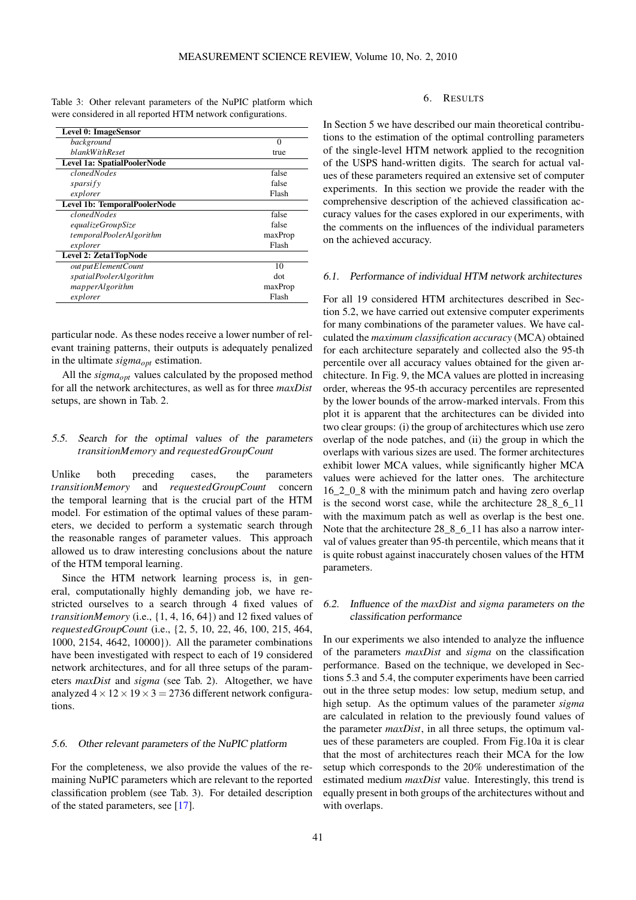Table 3: Other relevant parameters of the NuPIC platform which were considered in all reported HTM network configurations.

| **Level 0: ImageSensor** | |
|---|---|
| *background* | 0 |
| *blankWithReset* | true |
| **Level 1a: SpatialPoolerNode** | |
| *clonedNodes* | false |
| *sparsify* | false |
| *explorer* | Flash |
| **Level 1b: TemporalPoolerNode** | |
| *clonedNodes* | false |
| *equalizeGroupSize* | false |
| *temporalPoolerAlgorithm* | maxProp |
| *explorer* | Flash |
| **Level 2: Zeta1TopNode** | |
| *outputElementCount* | 10 |
| *spatialPoolerAlgorithm* | dot |
| *mapperAlgorithm* | maxProp |
| *explorer* | Flash |

particular node. As these nodes receive a lower number of relevant training patterns, their outputs is adequately penalized in the ultimate $sigma_{opt}$ estimation.

All the $sigma_{opt}$ values calculated by the proposed method for all the network architectures, as well as for three *maxDist* setups, are shown in Tab. 2.

### 5.5. Search for the optimal values of the parameters *transitionMemory* and *requestedGroupCount*

Unlike both preceding cases, the parameters *transitionMemory* and *requestedGroupCount* concern the temporal learning that is the crucial part of the HTM model. For estimation of the optimal values of these parameters, we decided to perform a systematic search through the reasonable ranges of parameter values. This approach allowed us to draw interesting conclusions about the nature of the HTM temporal learning.

Since the HTM network learning process is, in general, computationally highly demanding job, we have restricted ourselves to a search through 4 fixed values of *transitionMemory* (i.e., {1, 4, 16, 64}) and 12 fixed values of *requestedGroupCount* (i.e., {2, 5, 10, 22, 46, 100, 215, 464, 1000, 2154, 4642, 10000}). All the parameter combinations have been investigated with respect to each of 19 considered network architectures, and for all three setups of the parameters *maxDist* and *sigma* (see Tab. 2). Altogether, we have analyzed $4 \times 12 \times 19 \times 3 = 2736$ different network configurations.

### 5.6. Other relevant parameters of the NuPIC platform

For the completeness, we also provide the values of the remaining NuPIC parameters which are relevant to the reported classification problem (see Tab. 3). For detailed description of the stated parameters, see [17].

## 6. Results

In Section 5 we have described our main theoretical contributions to the estimation of the optimal controlling parameters of the single-level HTM network applied to the recognition of the USPS hand-written digits. The search for actual values of these parameters required an extensive set of computer experiments. In this section we provide the reader with the comprehensive description of the achieved classification accuracy values for the cases explored in our experiments, with the comments on the influences of the individual parameters on the achieved accuracy.

### 6.1. Performance of individual HTM network architectures

For all 19 considered HTM architectures described in Section 5.2, we have carried out extensive computer experiments for many combinations of the parameter values. We have calculated the *maximum classification accuracy* (MCA) obtained for each architecture separately and collected also the 95-th percentile over all accuracy values obtained for the given architecture. In Fig. 9, the MCA values are plotted in increasing order, whereas the 95-th accuracy percentiles are represented by the lower bounds of the arrow-marked intervals. From this plot it is apparent that the architectures can be divided into two clear groups: (i) the group of architectures which use zero overlap of the node patches, and (ii) the group in which the overlaps with various sizes are used. The former architectures exhibit lower MCA values, while significantly higher MCA values were achieved for the latter ones. The architecture 16_2_0_8 with the minimum patch and having zero overlap is the second worst case, while the architecture 28_8_6_11 with the maximum patch as well as overlap is the best one. Note that the architecture 28_8_6_11 has also a narrow interval of values greater than 95-th percentile, which means that it is quite robust against inaccurately chosen values of the HTM parameters.

### 6.2. Influence of the *maxDist* and *sigma* parameters on the classification performance

In our experiments we also intended to analyze the influence of the parameters *maxDist* and *sigma* on the classification performance. Based on the technique, we developed in Sections 5.3 and 5.4, the computer experiments have been carried out in the three setup modes: low setup, medium setup, and high setup. As the optimum values of the parameter *sigma* are calculated in relation to the previously found values of the parameter *maxDist*, in all three setups, the optimum values of these parameters are coupled. From Fig.10a it is clear that the most of architectures reach their MCA for the low setup which corresponds to the 20% underestimation of the estimated medium *maxDist* value. Interestingly, this trend is equally present in both groups of the architectures without and with overlaps.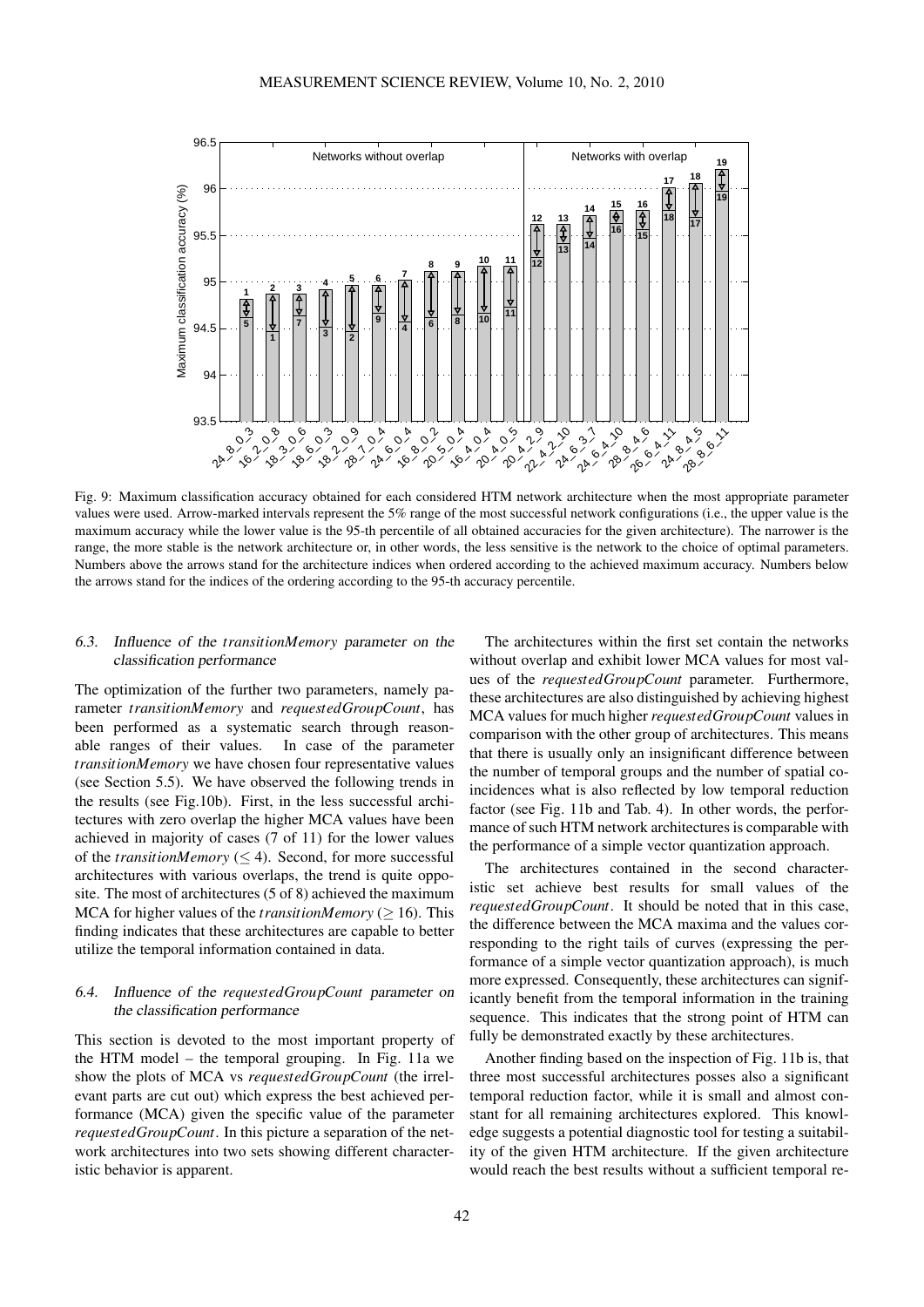Fig. 9: Maximum classification accuracy obtained for each considered HTM network architecture when the most appropriate parameter values were used. Arrow-marked intervals represent the 5% range of the most successful network configurations (i.e., the upper value is the maximum accuracy while the lower value is the 95-th percentile of all obtained accuracies for the given architecture). The narrower is the range, the more stable is the network architecture or, in other words, the less sensitive is the network to the choice of optimal parameters. Numbers above the arrows stand for the architecture indices when ordered according to the achieved maximum accuracy. Numbers below the arrows stand for the indices of the ordering according to the 95-th accuracy percentile.

### 6.3. Influence of the *transitionMemory* parameter on the classification performance

The optimization of the further two parameters, namely parameter *transitionMemory* and *requestedGroupCount*, has been performed as a systematic search through reasonable ranges of their values. In case of the parameter *transitionMemory* we have chosen four representative values (see Section 5.5). We have observed the following trends in the results (see Fig.10b). First, in the less successful architectures with zero overlap the higher MCA values have been achieved in majority of cases (7 of 11) for the lower values of the *transitionMemory* ($\leq 4$). Second, for more successful architectures with various overlaps, the trend is quite opposite. The most of architectures (5 of 8) achieved the maximum MCA for higher values of the *transitionMemory* ($\geq 16$). This finding indicates that these architectures are capable to better utilize the temporal information contained in data.

### 6.4. Influence of the *requestedGroupCount* parameter on the classification performance

This section is devoted to the most important property of the HTM model – the temporal grouping. In Fig. 11a we show the plots of MCA vs *requestedGroupCount* (the irrelevant parts are cut out) which express the best achieved performance (MCA) given the specific value of the parameter *requestedGroupCount*. In this picture a separation of the network architectures into two sets showing different characteristic behavior is apparent.

The architectures within the first set contain the networks without overlap and exhibit lower MCA values for most values of the *requestedGroupCount* parameter. Furthermore, these architectures are also distinguished by achieving highest MCA values for much higher *requestedGroupCount* values in comparison with the other group of architectures. This means that there is usually only an insignificant difference between the number of temporal groups and the number of spatial coincidences what is also reflected by low temporal reduction factor (see Fig. 11b and Tab. 4). In other words, the performance of such HTM network architectures is comparable with the performance of a simple vector quantization approach.

The architectures contained in the second characteristic set achieve best results for small values of the *requestedGroupCount*. It should be noted that in this case, the difference between the MCA maxima and the values corresponding to the right tails of curves (expressing the performance of a simple vector quantization approach), is much more expressed. Consequently, these architectures can significantly benefit from the temporal information in the training sequence. This indicates that the strong point of HTM can fully be demonstrated exactly by these architectures.

Another finding based on the inspection of Fig. 11b is, that three most successful architectures posses also a significant temporal reduction factor, while it is small and almost constant for all remaining architectures explored. This knowledge suggests a potential diagnostic tool for testing a suitability of the given HTM architecture. If the given architecture would reach the best results without a sufficient temporal re-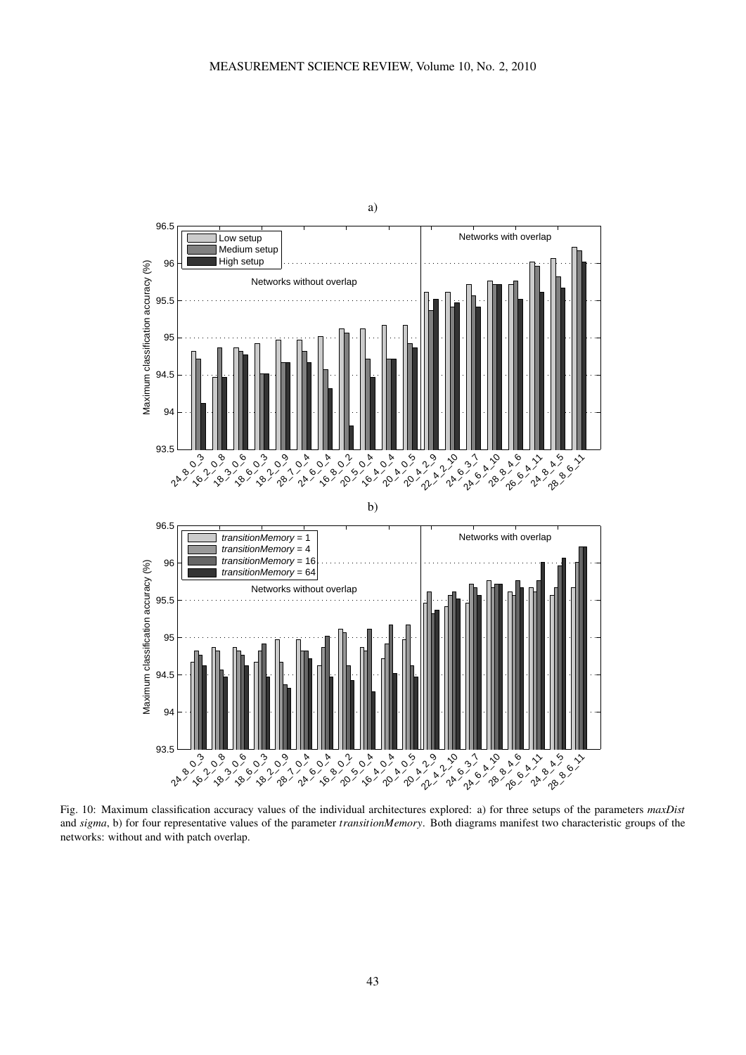Fig. 10: Maximum classification accuracy values of the individual architectures explored: a) for three setups of the parameters *maxDist* and *sigma*, b) for four representative values of the parameter *transitionMemory*. Both diagrams manifest two characteristic groups of the networks: without and with patch overlap.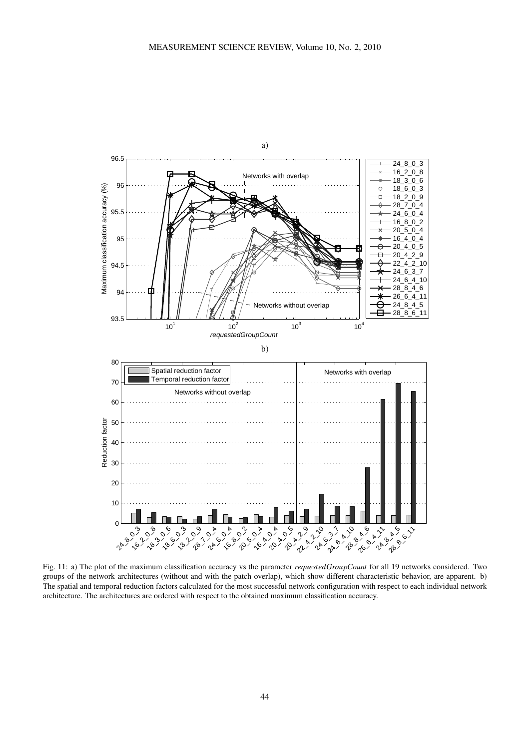Fig. 11: a) The plot of the maximum classification accuracy vs the parameter *requestedGroupCount* for all 19 networks considered. Two groups of the network architectures (without and with the patch overlap), which show different characteristic behavior, are apparent. b) The spatial and temporal reduction factors calculated for the most successful network configuration with respect to each individual network architecture. The architectures are ordered with respect to the obtained maximum classification accuracy.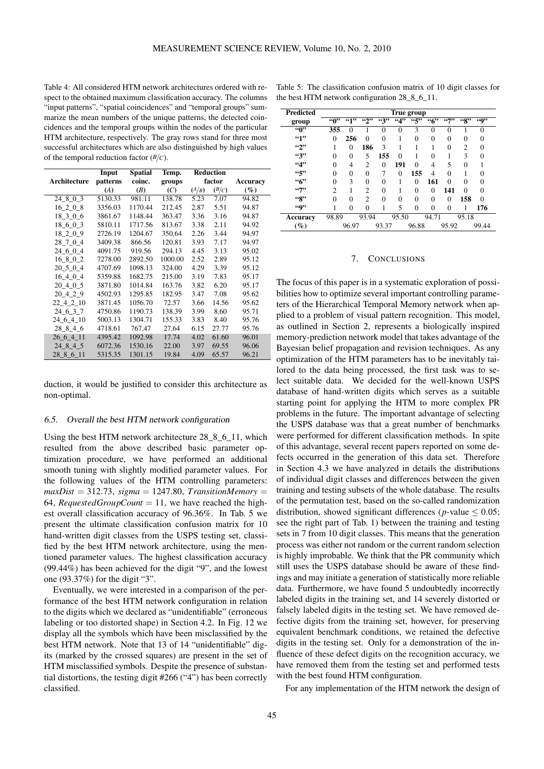Table 4: All considered HTM network architectures ordered with respect to the obtained maximum classification accuracy. The columns "input patterns", "spatial coincidences" and "temporal groups" summarize the mean numbers of the unique patterns, the detected coincidences and the temporal groups within the nodes of the particular HTM architecture, respectively. The gray rows stand for three most successful architectures which are also distinguished by high values of the temporal reduction factor ($B/C$).

| Architecture | Input patterns ($A$) | Spatial coinc. ($B$) | Temp. groups ($C$) | Reduction factor ($A/B$) | | Accuracy (%) |
|---|---|---|---|---|---|---|
| | | | | ($A/B$) | ($B/C$) | |
| 24_8_0_3 | 5130.33 | 981.11 | 138.78 | 5.23 | 7.07 | 94.82 |
| 16_2_0_8 | 3356.03 | 1170.44 | 212.45 | 2.87 | 5.51 | 94.87 |
| 18_3_0_6 | 3861.67 | 1148.44 | 363.47 | 3.36 | 3.16 | 94.87 |
| 18_6_0_3 | 5810.11 | 1717.56 | 813.67 | 3.38 | 2.11 | 94.92 |
| 18_2_0_9 | 2726.19 | 1204.67 | 350.64 | 2.26 | 3.44 | 94.97 |
| 28_7_0_4 | 3409.38 | 866.56 | 120.81 | 3.93 | 7.17 | 94.97 |
| 24_6_0_4 | 4091.75 | 919.56 | 294.13 | 4.45 | 3.13 | 95.02 |
| 16_8_0_2 | 7278.00 | 2892.50 | 1000.00 | 2.52 | 2.89 | 95.12 |
| 20_5_0_4 | 4707.69 | 1098.13 | 324.00 | 4.29 | 3.39 | 95.12 |
| 16_4_0_4 | 5359.88 | 1682.75 | 215.00 | 3.19 | 7.83 | 95.17 |
| 20_4_0_5 | 3871.80 | 1014.84 | 163.76 | 3.82 | 6.20 | 95.17 |
| 20_4_2_9 | 4502.93 | 1295.85 | 182.95 | 3.47 | 7.08 | 95.62 |
| 22_4_2_10 | 3871.45 | 1056.70 | 72.57 | 3.66 | 14.56 | 95.62 |
| 24_6_3_7 | 4750.86 | 1190.73 | 138.39 | 3.99 | 8.60 | 95.71 |
| 24_6_4_10 | 5003.13 | 1304.71 | 155.33 | 3.83 | 8.40 | 95.76 |
| 28_8_4_6 | 4718.61 | 767.47 | 27.64 | 6.15 | 27.77 | 95.76 |
| 26_6_4_11 | 4395.42 | 1092.98 | 17.74 | 4.02 | 61.60 | 96.01 |
| 24_8_4_5 | 6072.36 | 1530.16 | 22.00 | 3.97 | 69.55 | 96.06 |
| 28_8_6_11 | 5315.35 | 1301.15 | 19.84 | 4.09 | 65.57 | 96.21 |

duction, it would be justified to consider this architecture as non-optimal.

### 6.5. Overall the best HTM network configuration

Using the best HTM network architecture 28_8_6_11, which resulted from the above described basic parameter optimization procedure, we have performed an additional smooth tuning with slightly modified parameter values. For the following values of the HTM controlling parameters: $maxDist = 312.73$, $sigma = 1247.80$, $TransitionMemory = 64$, $RequestedGroupCount = 11$, we have reached the highest overall classification accuracy of 96.36%. In Tab. 5 we present the ultimate classification confusion matrix for 10 hand-written digit classes from the USPS testing set, classified by the best HTM network architecture, using the mentioned parameter values. The highest classification accuracy (99.44%) has been achieved for the digit "9", and the lowest one (93.37%) for the digit "3".

Eventually, we were interested in a comparison of the performance of the best HTM network configuration in relation to the digits which we declared as "unidentifiable" (erroneous labeling or too distorted shape) in Section 4.2. In Fig. 12 we display all the symbols which have been misclassified by the best HTM network. Note that 13 of 14 "unidentifiable" digits (marked by the crossed squares) are present in the set of HTM misclassified symbols. Despite the presence of substantial distortions, the testing digit #266 ("4") has been correctly classified.

Table 5: The classification confusion matrix of 10 digit classes for the best HTM network configuration 28_8_6_11.

| Predicted group | True group "0" | "1" | "2" | "3" | "4" | "5" | "6" | "7" | "8" | "9" |
|---|---|---|---|---|---|---|---|---|---|---|
| "0" | **355** | 0 | 1 | 0 | 0 | 3 | 0 | 0 | 1 | 0 |
| "1" | 0 | **256** | 0 | 0 | 1 | 0 | 0 | 0 | 0 | 0 |
| "2" | 1 | 0 | **186** | 3 | 1 | 1 | 1 | 0 | 2 | 0 |
| "3" | 0 | 0 | 5 | **155** | 0 | 1 | 0 | 1 | 3 | 0 |
| "4" | 0 | 4 | 2 | 0 | **191** | 0 | 4 | 5 | 0 | 1 |
| "5" | 0 | 0 | 0 | 7 | 0 | **155** | 4 | 0 | 1 | 0 |
| "6" | 0 | 3 | 0 | 0 | 1 | 0 | **161** | 0 | 0 | 0 |
| "7" | 2 | 1 | 2 | 0 | 1 | 0 | 0 | **141** | 0 | 0 |
| "8" | 0 | 0 | 2 | 0 | 0 | 0 | 0 | 0 | **158** | 0 |
| "9" | 1 | 0 | 0 | 1 | 5 | 0 | 0 | 0 | 1 | **176** |
| Accuracy (%) | 98.89 | 96.97 | 93.94 | 93.37 | 95.50 | 96.88 | 94.71 | 95.92 | 95.18 | 99.44 |

## 7. Conclusions

The focus of this paper is in a systematic exploration of possibilities how to optimize several important controlling parameters of the Hierarchical Temporal Memory network when applied to a problem of visual pattern recognition. This model, as outlined in Section 2, represents a biologically inspired memory-prediction network model that takes advantage of the Bayesian belief propagation and revision techniques. As any optimization of the HTM parameters has to be inevitably tailored to the data being processed, the first task was to select suitable data. We decided for the well-known USPS database of hand-written digits which serves as a suitable starting point for applying the HTM to more complex PR problems in the future. The important advantage of selecting the USPS database was that a great number of benchmarks were performed for different classification methods. In spite of this advantage, several recent papers reported on some defects occurred in the generation of this data set. Therefore in Section 4.3 we have analyzed in details the distributions of individual digit classes and differences between the given training and testing subsets of the whole database. The results of the permutation test, based on the so-called randomization distribution, showed significant differences ($p$-value $\leq 0.05$; see the right part of Tab. 1) between the training and testing sets in 7 from 10 digit classes. This means that the generation process was either not random or the current random selection is highly improbable. We think that the PR community which still uses the USPS database should be aware of these findings and may initiate a generation of statistically more reliable data. Furthermore, we have found 5 undoubtedly incorrectly labeled digits in the training set, and 14 severely distorted or falsely labeled digits in the testing set. We have removed defective digits from the training set, however, for preserving equivalent benchmark conditions, we retained the defective digits in the testing set. Only for a demonstration of the influence of these defect digits on the recognition accuracy, we have removed them from the testing set and performed tests with the best found HTM configuration.

For any implementation of the HTM network the design of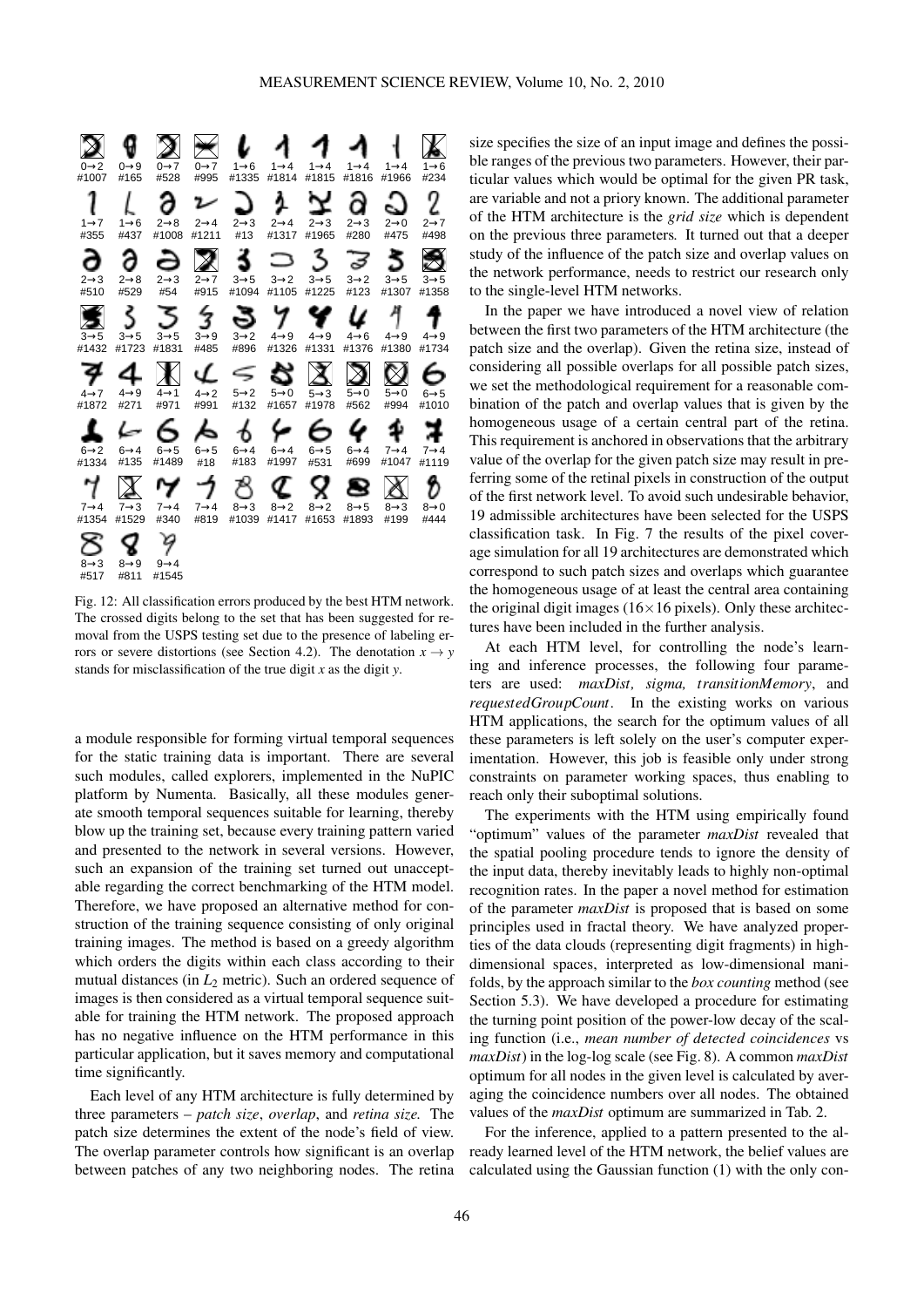Fig. 12: All classification errors produced by the best HTM network. The crossed digits belong to the set that has been suggested for removal from the USPS testing set due to the presence of labeling errors or severe distortions (see Section 4.2). The denotation $x \rightarrow y$ stands for misclassification of the true digit $x$ as the digit $y$.

a module responsible for forming virtual temporal sequences for the static training data is important. There are several such modules, called explorers, implemented in the NuPIC platform by Numenta. Basically, all these modules generate smooth temporal sequences suitable for learning, thereby blow up the training set, because every training pattern varied and presented to the network in several versions. However, such an expansion of the training set turned out unacceptable regarding the correct benchmarking of the HTM model. Therefore, we have proposed an alternative method for construction of the training sequence consisting of only original training images. The method is based on a greedy algorithm which orders the digits within each class according to their mutual distances (in $L_2$ metric). Such an ordered sequence of images is then considered as a virtual temporal sequence suitable for training the HTM network. The proposed approach has no negative influence on the HTM performance in this particular application, but it saves memory and computational time significantly.

Each level of any HTM architecture is fully determined by three parameters – *patch size*, *overlap*, and *retina size.* The patch size determines the extent of the node's field of view. The overlap parameter controls how significant is an overlap between patches of any two neighboring nodes. The retina size specifies the size of an input image and defines the possible ranges of the previous two parameters. However, their particular values which would be optimal for the given PR task, are variable and not a priory known. The additional parameter of the HTM architecture is the *grid size* which is dependent on the previous three parameters. It turned out that a deeper study of the influence of the patch size and overlap values on the network performance, needs to restrict our research only to the single-level HTM networks.

In the paper we have introduced a novel view of relation between the first two parameters of the HTM architecture (the patch size and the overlap). Given the retina size, instead of considering all possible overlaps for all possible patch sizes, we set the methodological requirement for a reasonable combination of the patch and overlap values that is given by the homogeneous usage of a certain central part of the retina. This requirement is anchored in observations that the arbitrary value of the overlap for the given patch size may result in preferring some of the retinal pixels in construction of the output of the first network level. To avoid such undesirable behavior, 19 admissible architectures have been selected for the USPS classification task. In Fig. 7 the results of the pixel coverage simulation for all 19 architectures are demonstrated which correspond to such patch sizes and overlaps which guarantee the homogeneous usage of at least the central area containing the original digit images ($16\times16$ pixels). Only these architectures have been included in the further analysis.

At each HTM level, for controlling the node's learning and inference processes, the following four parameters are used: *maxDist, sigma, transitionMemory*, and *requestedGroupCount*. In the existing works on various HTM applications, the search for the optimum values of all these parameters is left solely on the user's computer experimentation. However, this job is feasible only under strong constraints on parameter working spaces, thus enabling to reach only their suboptimal solutions.

The experiments with the HTM using empirically found "optimum" values of the parameter *maxDist* revealed that the spatial pooling procedure tends to ignore the density of the input data, thereby inevitably leads to highly non-optimal recognition rates. In the paper a novel method for estimation of the parameter *maxDist* is proposed that is based on some principles used in fractal theory. We have analyzed properties of the data clouds (representing digit fragments) in high-dimensional spaces, interpreted as low-dimensional manifolds, by the approach similar to the *box counting* method (see Section 5.3). We have developed a procedure for estimating the turning point position of the power-low decay of the scaling function (i.e., *mean number of detected coincidences* vs *maxDist*) in the log-log scale (see Fig. 8). A common *maxDist* optimum for all nodes in the given level is calculated by averaging the coincidence numbers over all nodes. The obtained values of the *maxDist* optimum are summarized in Tab. 2.

For the inference, applied to a pattern presented to the already learned level of the HTM network, the belief values are calculated using the Gaussian function (1) with the only con-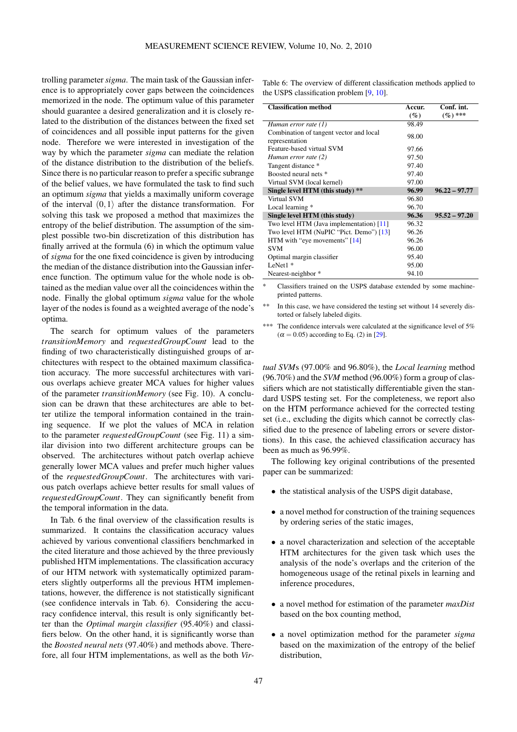trolling parameter *sigma*. The main task of the Gaussian inference is to appropriately cover gaps between the coincidences memorized in the node. The optimum value of this parameter should guarantee a desired generalization and it is closely related to the distribution of the distances between the fixed set of coincidences and all possible input patterns for the given node. Therefore we were interested in investigation of the way by which the parameter *sigma* can mediate the relation of the distance distribution to the distribution of the beliefs. Since there is no particular reason to prefer a specific subrange of the belief values, we have formulated the task to find such an optimum *sigma* that yields a maximally uniform coverage of the interval $\langle 0, 1 \rangle$ after the distance transformation. For solving this task we proposed a method that maximizes the entropy of the belief distribution. The assumption of the simplest possible two-bin discretization of this distribution has finally arrived at the formula (6) in which the optimum value of *sigma* for the one fixed coincidence is given by introducing the median of the distance distribution into the Gaussian inference function. The optimum value for the whole node is obtained as the median value over all the coincidences within the node. Finally the global optimum *sigma* value for the whole layer of the nodes is found as a weighted average of the node's optima.

The search for optimum values of the parameters *transitionMemory* and *requestedGroupCount* lead to the finding of two characteristically distinguished groups of architectures with respect to the obtained maximum classification accuracy. The more successful architectures with various overlaps achieve greater MCA values for higher values of the parameter *transitionMemory* (see Fig. 10). A conclusion can be drawn that these architectures are able to better utilize the temporal information contained in the training sequence. If we plot the values of MCA in relation to the parameter *requestedGroupCount* (see Fig. 11) a similar division into two different architecture groups can be observed. The architectures without patch overlap achieve generally lower MCA values and prefer much higher values of the *requestedGroupCount*. The architectures with various patch overlaps achieve better results for small values of *requestedGroupCount*. They can significantly benefit from the temporal information in the data.

In Tab. 6 the final overview of the classification results is summarized. It contains the classification accuracy values achieved by various conventional classifiers benchmarked in the cited literature and those achieved by the three previously published HTM implementations. The classification accuracy of our HTM network with systematically optimized parameters slightly outperforms all the previous HTM implementations, however, the difference is not statistically significant (see confidence intervals in Tab. 6). Considering the accuracy confidence interval, this result is only significantly better than the *Optimal margin classifier* (95.40%) and classifiers below. On the other hand, it is significantly worse than the *Boosted neural nets* (97.40%) and methods above. Therefore, all four HTM implementations, as well as the both *Virtual SVMs* (97.00% and 96.80%), the *Local learning* method (96.70%) and the *SVM* method (96.00%) form a group of classifiers which are not statistically differentiable given the standard USPS testing set. For the completeness, we report also on the HTM performance achieved for the corrected testing set (i.e., excluding the digits which cannot be correctly classified due to the presence of labeling errors or severe distortions). In this case, the achieved classification accuracy has been as much as 96.99%.

Table 6: The overview of different classification methods applied to the USPS classification problem [9, 10].

| Classification method | Accur. (%) | Conf. int. (%) *** |
|---|---|---|
| *Human error rate (1)* | 98.49 | |
| Combination of tangent vector and local representation | 98.00 | |
| Feature-based virtual SVM | 97.66 | |
| *Human error rate (2)* | 97.50 | |
| Tangent distance * | 97.40 | |
| Boosted neural nets * | 97.40 | |
| Virtual SVM (local kernel) | 97.00 | |
| **Single level HTM (this study) \*\*** | **96.99** | **96.22 – 97.77** |
| Virtual SVM | 96.80 | |
| Local learning * | 96.70 | |
| **Single level HTM (this study)** | **96.36** | **95.52 – 97.20** |
| Two level HTM (Java implementation) [11] | 96.32 | |
| Two level HTM (NuPIC "Pict. Demo") [13] | 96.26 | |
| HTM with "eye movements" [14] | 96.26 | |
| SVM | 96.00 | |
| Optimal margin classifier | 95.40 | |
| LeNet1 * | 95.00 | |
| Nearest-neighbor * | 94.10 | |

\* Classifiers trained on the USPS database extended by some machine-printed patterns.

\*\* In this case, we have considered the testing set without 14 severely distorted or falsely labeled digits.

\*\*\* The confidence intervals were calculated at the significance level of 5% ($\alpha = 0.05$) according to Eq. (2) in [29].

The following key original contributions of the presented paper can be summarized:

- the statistical analysis of the USPS digit database,
- a novel method for construction of the training sequences by ordering series of the static images,
- a novel characterization and selection of the acceptable HTM architectures for the given task which uses the analysis of the node's overlaps and the criterion of the homogeneous usage of the retinal pixels in learning and inference procedures,
- a novel method for estimation of the parameter *maxDist* based on the box counting method,
- a novel optimization method for the parameter *sigma* based on the maximization of the entropy of the belief distribution,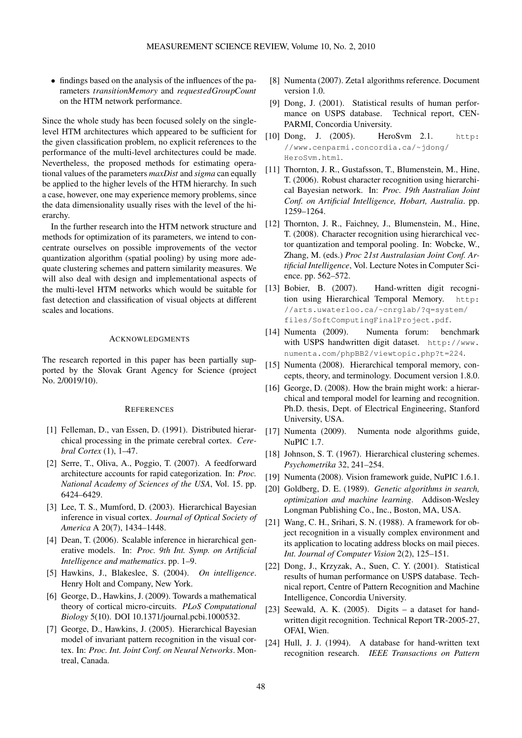- findings based on the analysis of the influences of the parameters *transitionMemory* and *requestedGroupCount* on the HTM network performance.

Since the whole study has been focused solely on the single-level HTM architectures which appeared to be sufficient for the given classification problem, no explicit references to the performance of the multi-level architectures could be made. Nevertheless, the proposed methods for estimating operational values of the parameters *maxDist* and *sigma* can equally be applied to the higher levels of the HTM hierarchy. In such a case, however, one may experience memory problems, since the data dimensionality usually rises with the level of the hierarchy.

In the further research into the HTM network structure and methods for optimization of its parameters, we intend to concentrate ourselves on possible improvements of the vector quantization algorithm (spatial pooling) by using more adequate clustering schemes and pattern similarity measures. We will also deal with design and implementational aspects of the multi-level HTM networks which would be suitable for fast detection and classification of visual objects at different scales and locations.

## ACKNOWLEDGMENTS

The research reported in this paper has been partially supported by the Slovak Grant Agency for Science (project No. 2/0019/10).

## REFERENCES

[1] Felleman, D., van Essen, D. (1991). Distributed hierarchical processing in the primate cerebral cortex. *Cerebral Cortex* (1), 1–47.

[2] Serre, T., Oliva, A., Poggio, T. (2007). A feedforward architecture accounts for rapid categorization. In: *Proc. National Academy of Sciences of the USA*, Vol. 15. pp. 6424–6429.

[3] Lee, T. S., Mumford, D. (2003). Hierarchical Bayesian inference in visual cortex. *Journal of Optical Society of America* A 20(7), 1434–1448.

[4] Dean, T. (2006). Scalable inference in hierarchical generative models. In: *Proc. 9th Int. Symp. on Artificial Intelligence and mathematics*. pp. 1–9.

[5] Hawkins, J., Blakeslee, S. (2004). *On intelligence*. Henry Holt and Company, New York.

[6] George, D., Hawkins, J. (2009). Towards a mathematical theory of cortical micro-circuits. *PLoS Computational Biology* 5(10). DOI 10.1371/journal.pcbi.1000532.

[7] George, D., Hawkins, J. (2005). Hierarchical Bayesian model of invariant pattern recognition in the visual cortex. In: *Proc. Int. Joint Conf. on Neural Networks*. Montreal, Canada.

[8] Numenta (2007). Zeta1 algorithms reference. Document version 1.0.

[9] Dong, J. (2001). Statistical results of human performance on USPS database. Technical report, CENPARMI, Concordia University.

[10] Dong, J. (2005). HeroSvm 2.1. http://www.cenparmi.concordia.ca/~jdong/HeroSvm.html.

[11] Thornton, J. R., Gustafsson, T., Blumenstein, M., Hine, T. (2006). Robust character recognition using hierarchical Bayesian network. In: *Proc. 19th Australian Joint Conf. on Artificial Intelligence, Hobart, Australia*. pp. 1259–1264.

[12] Thornton, J. R., Faichney, J., Blumenstein, M., Hine, T. (2008). Character recognition using hierarchical vector quantization and temporal pooling. In: Wobcke, W., Zhang, M. (eds.) *Proc 21st Australasian Joint Conf. Artificial Intelligence*, Vol. Lecture Notes in Computer Science. pp. 562–572.

[13] Bobier, B. (2007). Hand-written digit recognition using Hierarchical Temporal Memory. http://arts.uwaterloo.ca/~cnrglab/?q=system/files/SoftComputingFinalProject.pdf.

[14] Numenta (2009). Numenta forum: benchmark with USPS handwritten digit dataset. http://www.numenta.com/phpBB2/viewtopic.php?t=224.

[15] Numenta (2008). Hierarchical temporal memory, concepts, theory, and terminology. Document version 1.8.0.

[16] George, D. (2008). How the brain might work: a hierarchical and temporal model for learning and recognition. Ph.D. thesis, Dept. of Electrical Engineering, Stanford University, USA.

[17] Numenta (2009). Numenta node algorithms guide, NuPIC 1.7.

[18] Johnson, S. T. (1967). Hierarchical clustering schemes. *Psychometrika* 32, 241–254.

[19] Numenta (2008). Vision framework guide, NuPIC 1.6.1.

[20] Goldberg, D. E. (1989). *Genetic algorithms in search, optimization and machine learning*. Addison-Wesley Longman Publishing Co., Inc., Boston, MA, USA.

[21] Wang, C. H., Srihari, S. N. (1988). A framework for object recognition in a visually complex environment and its application to locating address blocks on mail pieces. *Int. Journal of Computer Vision* 2(2), 125–151.

[22] Dong, J., Krzyzak, A., Suen, C. Y. (2001). Statistical results of human performance on USPS database. Technical report, Centre of Pattern Recognition and Machine Intelligence, Concordia University.

[23] Seewald, A. K. (2005). Digits – a dataset for handwritten digit recognition. Technical Report TR-2005-27, OFAI, Wien.

[24] Hull, J. J. (1994). A database for hand-written text recognition research. *IEEE Transactions on Pattern*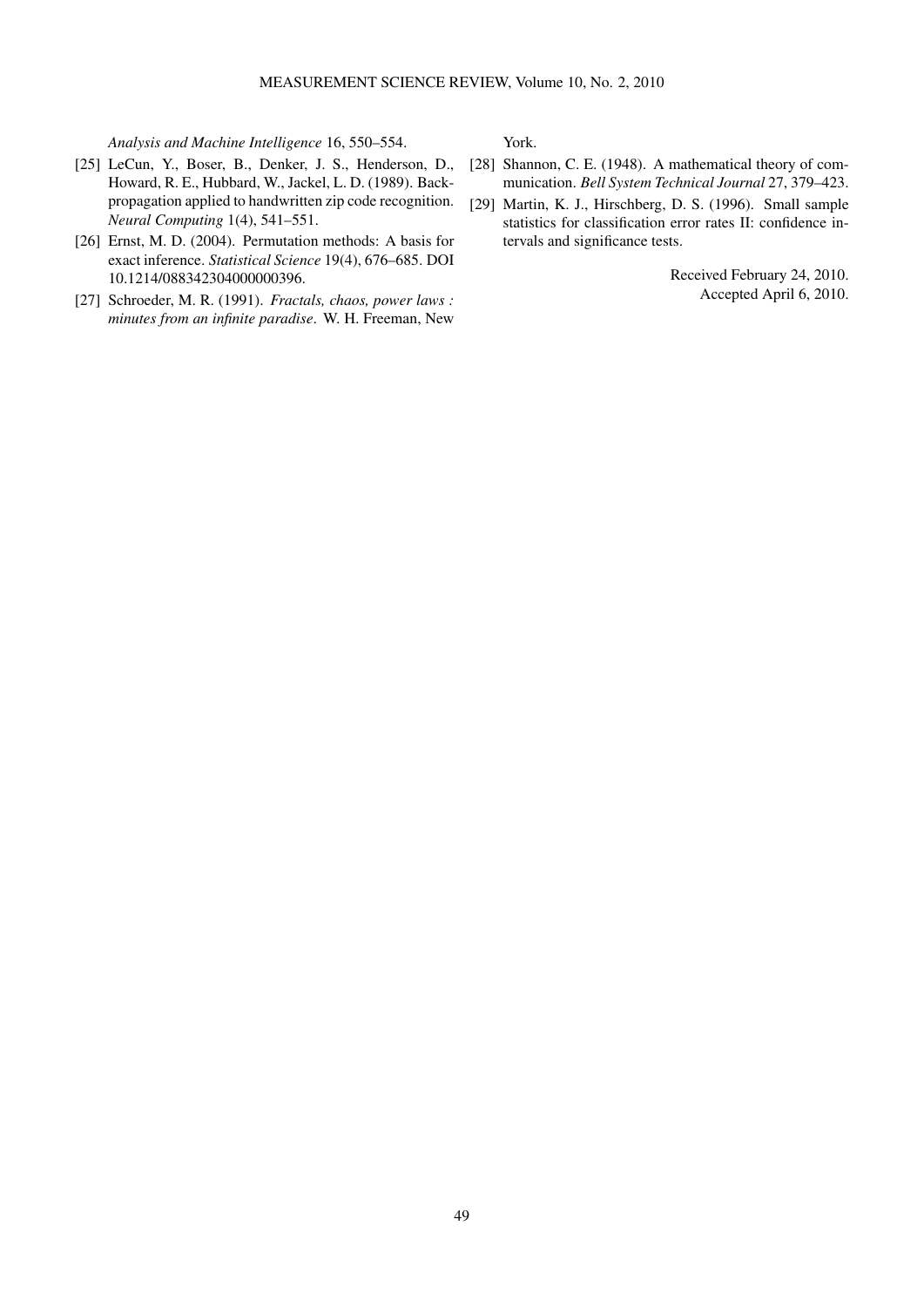*Analysis and Machine Intelligence* 16, 550–554.

[25] LeCun, Y., Boser, B., Denker, J. S., Henderson, D., Howard, R. E., Hubbard, W., Jackel, L. D. (1989). Backpropagation applied to handwritten zip code recognition. *Neural Computing* 1(4), 541–551.

[26] Ernst, M. D. (2004). Permutation methods: A basis for exact inference. *Statistical Science* 19(4), 676–685. DOI 10.1214/088342304000000396.

[27] Schroeder, M. R. (1991). *Fractals, chaos, power laws : minutes from an infinite paradise*. W. H. Freeman, New York.

[28] Shannon, C. E. (1948). A mathematical theory of communication. *Bell System Technical Journal* 27, 379–423.

[29] Martin, K. J., Hirschberg, D. S. (1996). Small sample statistics for classification error rates II: confidence intervals and significance tests.

Received February 24, 2010.
Accepted April 6, 2010.